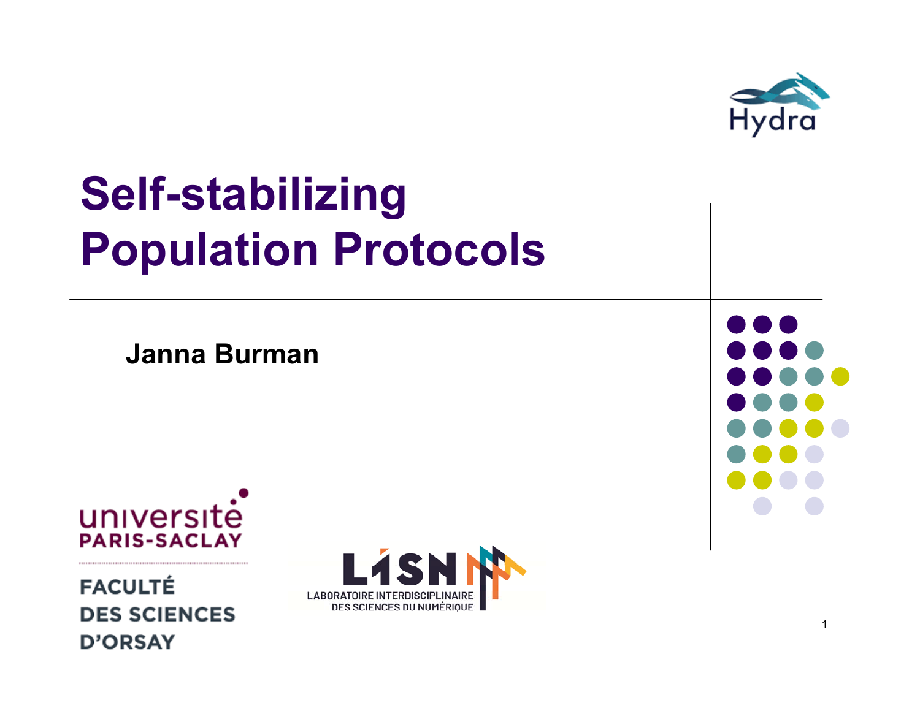# Self-stabilizing Population Protocols

**Janna Burman**

Hydra

université PARIS-SACLAY

FACULTÉ DES SCIENCES D'ORSAY

LISN

LABORATOIRE INTERDISCIPLINAIRE DES SCIENCES DU NUMÉRIQUE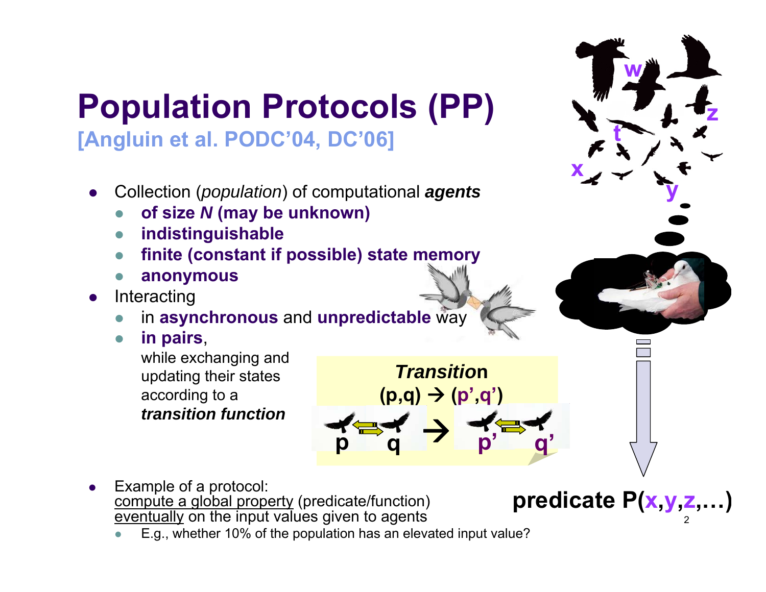# Population Protocols (PP)

**[Angluin et al. PODC'04, DC'06]**

- Collection (*population*) of computational ***agents***
  - **of size *N* (may be unknown)**
  - **indistinguishable**
  - **finite (constant if possible) state memory**
  - **anonymous**
- Interacting
  - in **asynchronous** and **unpredictable** way
  - **in pairs**, while exchanging and updating their states according to a ***transition function***

***Transition***

**(p,q) → (p',q')**

p q → p' q'

- Example of a protocol: compute a global property (predicate/function) eventually on the input values given to agents
  - E.g., whether 10% of the population has an elevated input value?

w, z, t, x, y

**predicate P(x,y,z,…)**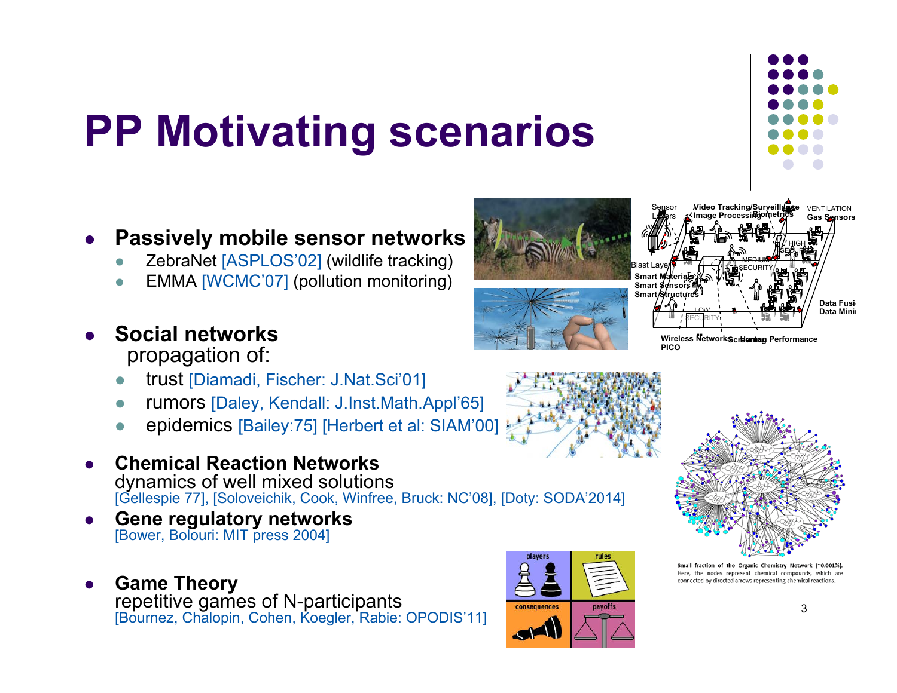# PP Motivating scenarios

- **Passively mobile sensor networks**
  - ZebraNet [ASPLOS'02] (wildlife tracking)
  - EMMA [WCMC'07] (pollution monitoring)
- **Social networks**
  propagation of:
  - trust [Diamadi, Fischer: J.Nat.Sci'01]
  - rumors [Daley, Kendall: J.Inst.Math.Appl'65]
  - epidemics [Bailey:75] [Herbert et al: SIAM'00]
- **Chemical Reaction Networks**
  dynamics of well mixed solutions
  [Gellespie 77], [Soloveichik, Cook, Winfree, Bruck: NC'08], [Doty: SODA'2014]
- **Gene regulatory networks**
  [Bower, Bolouri: MIT press 2004]
- **Game Theory**
  repetitive games of N-participants
  [Bournez, Chalopin, Cohen, Koegler, Rabie: OPODIS'11]

Small fraction of the Organic Chemistry Network (~0.001%). Here, the nodes represent chemical compounds, which are connected by directed arrows representing chemical reactions.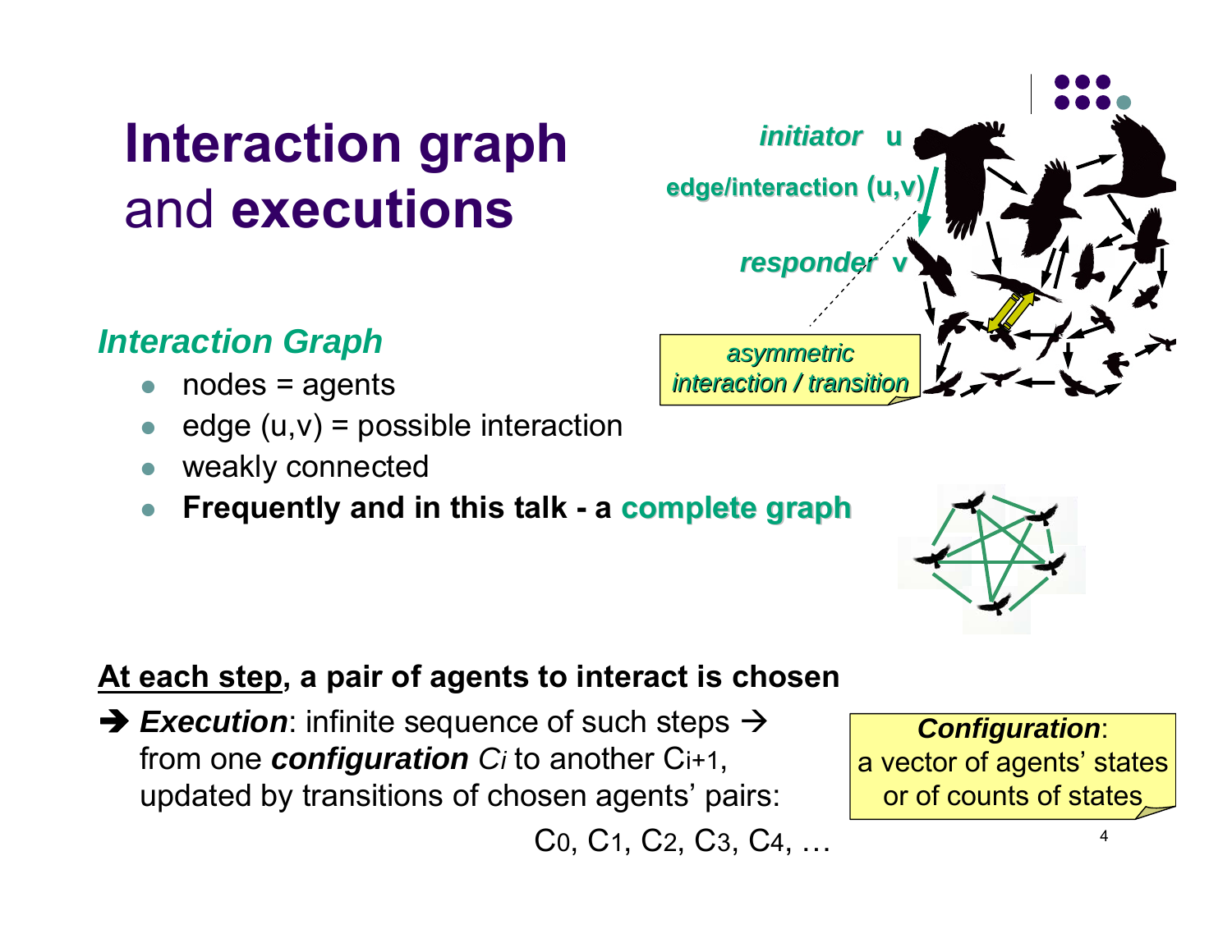# Interaction graph and executions

initiator u

edge/interaction (u,v)

responder v

asymmetric interaction / transition

### *Interaction Graph*

- nodes = agents
- edge (u,v) = possible interaction
- weakly connected
- **Frequently and in this talk - a complete graph**

**At each step, a pair of agents to interact is chosen**

➔ ***Execution***: infinite sequence of such steps → from one ***configuration*** $C_i$ to another $C_{i+1}$, updated by transitions of chosen agents' pairs:

$C_0, C_1, C_2, C_3, C_4, \dots$

***Configuration***: a vector of agents' states or of counts of states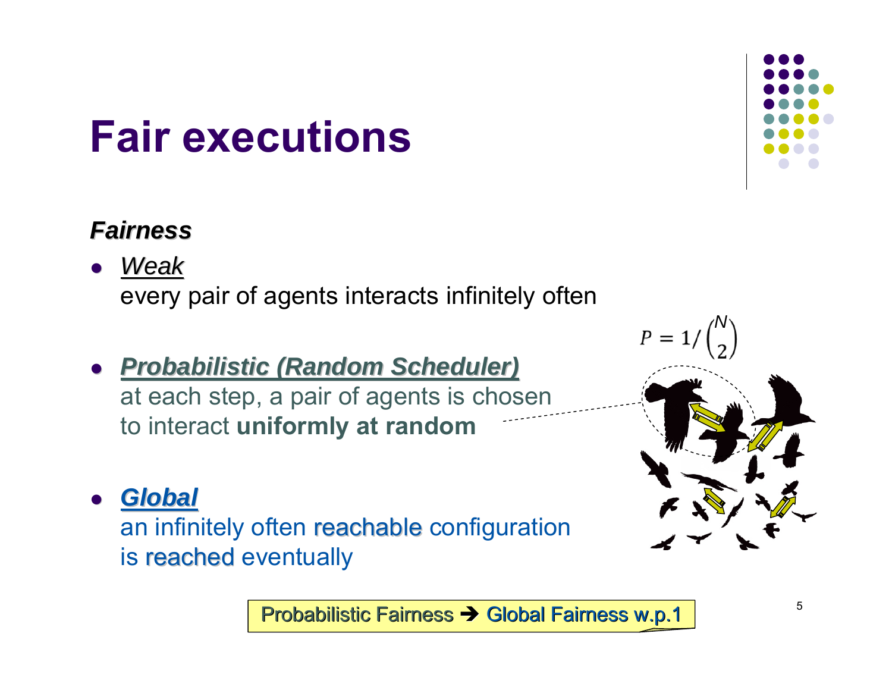# Fair executions

***Fairness***

- ***Weak***
  every pair of agents interacts infinitely often
- ***Probabilistic (Random Scheduler)***
  at each step, a pair of agents is chosen to interact **uniformly at random**
- ***Global***
  an infinitely often reachable configuration is reached eventually

$P = 1/\binom{N}{2}$

Probabilistic Fairness ➔ Global Fairness w.p.1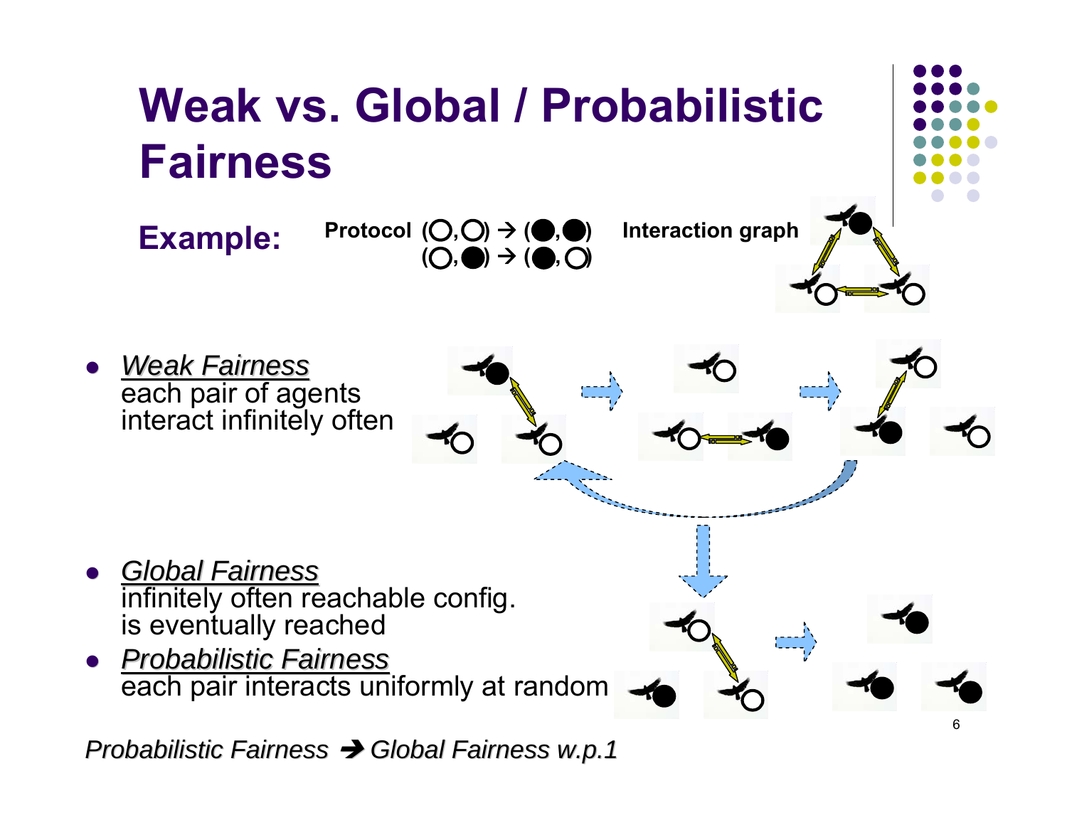# Weak vs. Global / Probabilistic Fairness

**Example:** **Protocol** (○,○) → (●,●)
(○,●) → (●,○)
**Interaction graph**

- *Weak Fairness*
  each pair of agents interact infinitely often

- *Global Fairness*
  infinitely often reachable config. is eventually reached
- *Probabilistic Fairness*
  each pair interacts uniformly at random

*Probabilistic Fairness → Global Fairness w.p.1*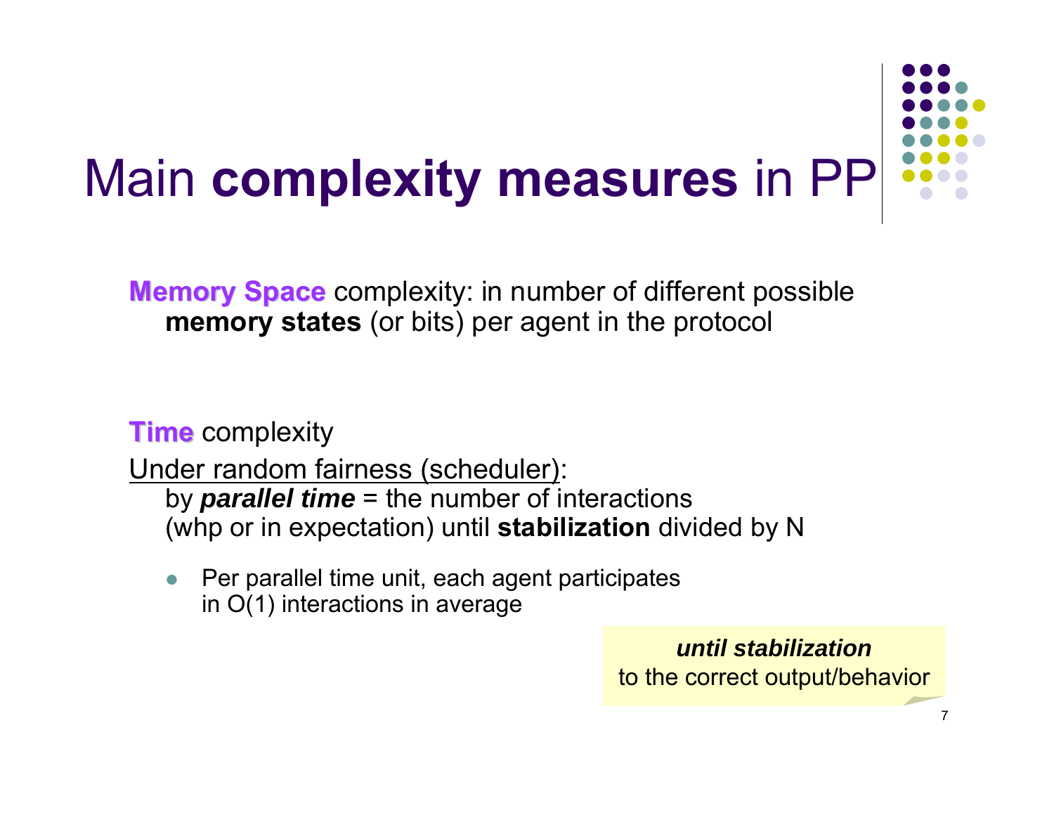# Main **complexity measures** in PP

**Memory Space** complexity: in number of different possible **memory states** (or bits) per agent in the protocol

**Time** complexity

Under random fairness (scheduler):

by ***parallel time*** = the number of interactions (whp or in expectation) until **stabilization** divided by N

- Per parallel time unit, each agent participates in O(1) interactions in average

***until stabilization***
to the correct output/behavior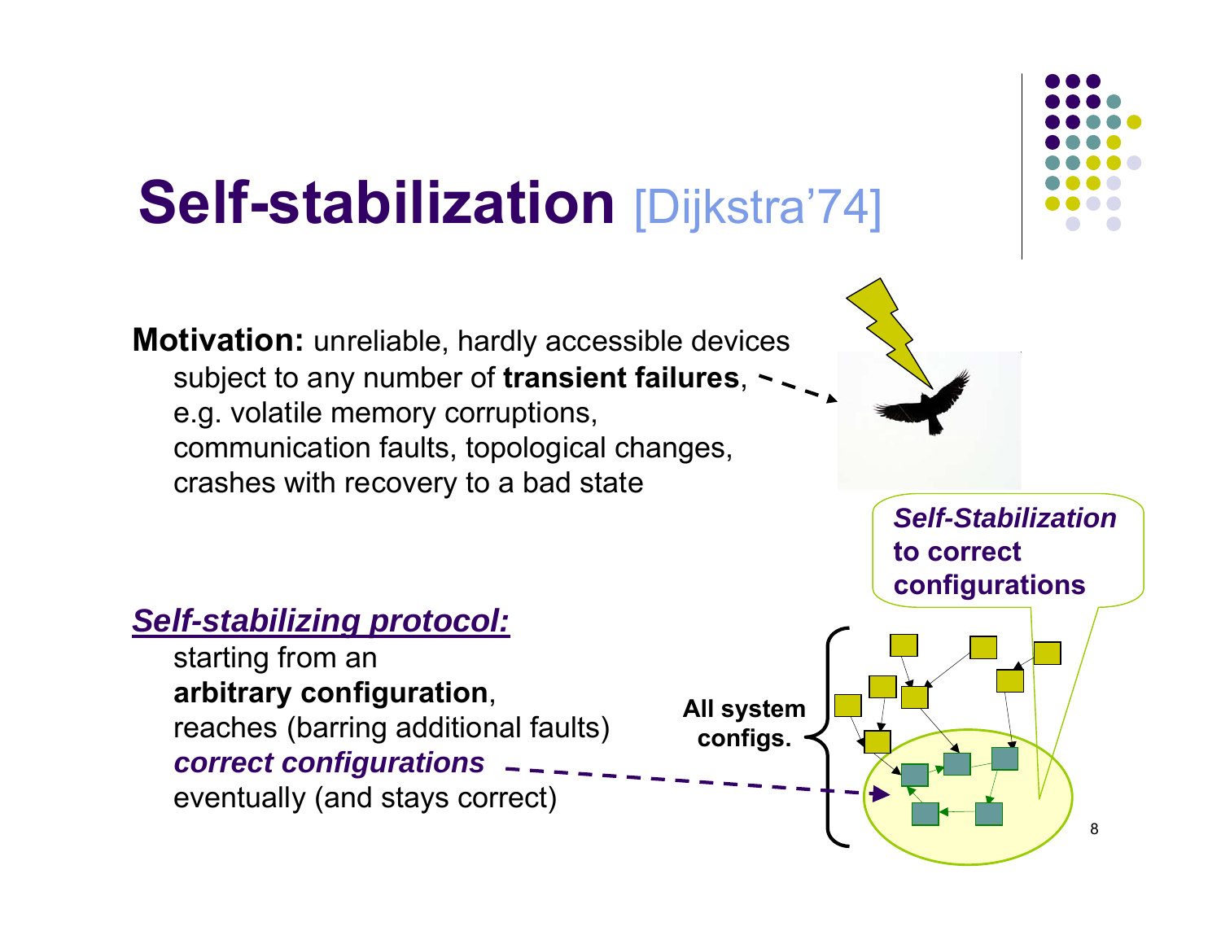# Self-stabilization [Dijkstra'74]

**Motivation:** unreliable, hardly accessible devices subject to any number of **transient failures**, e.g. volatile memory corruptions, communication faults, topological changes, crashes with recovery to a bad state

***Self-stabilizing protocol:***

starting from an **arbitrary configuration**, reaches (barring additional faults) ***correct configurations*** eventually (and stays correct)

**All system configs.**

***Self-Stabilization* to correct configurations**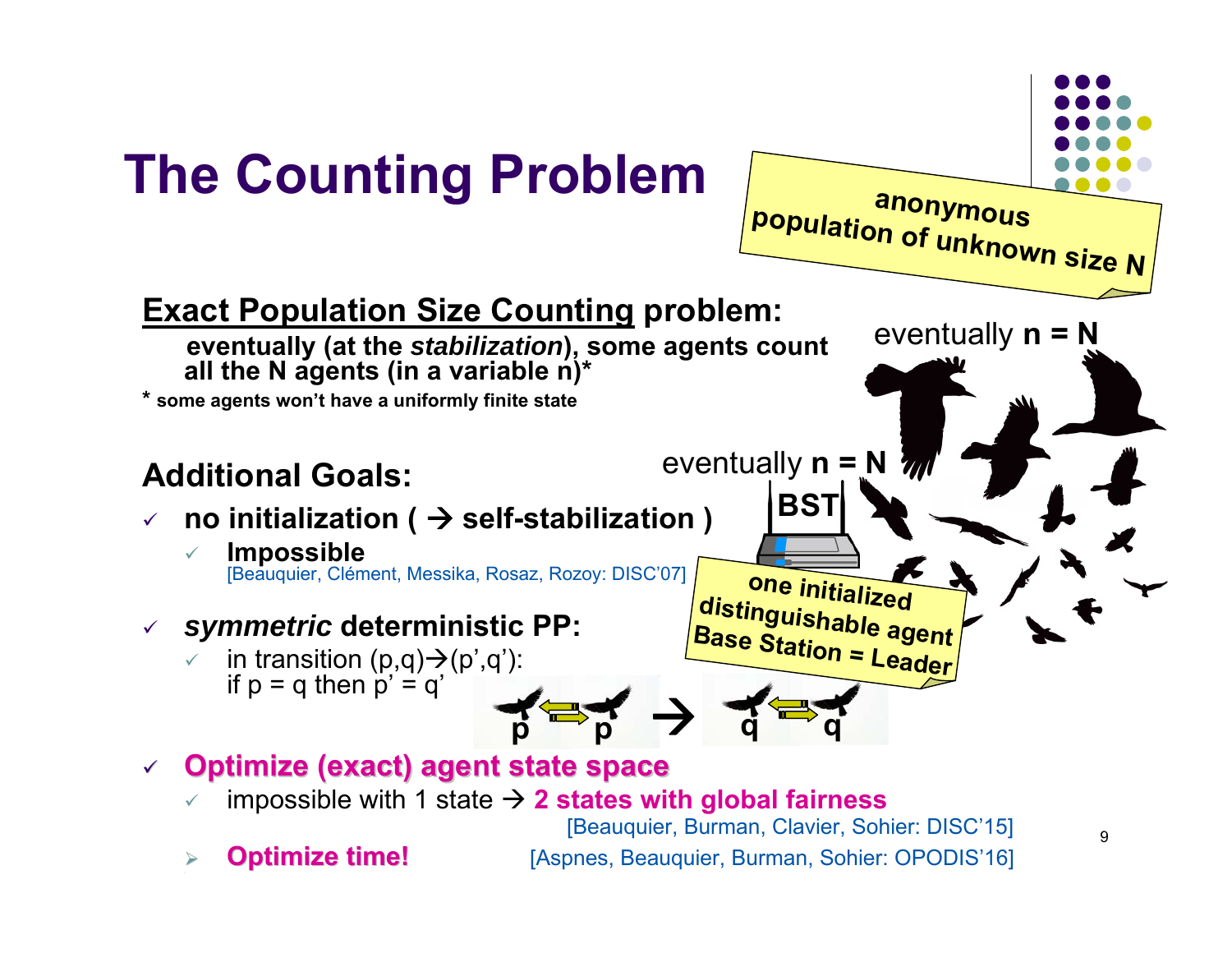# The Counting Problem

anonymous population of unknown size N

**Exact Population Size Counting problem:**

**eventually (at the *stabilization*), some agents count all the N agents (in a variable n)\***

**\* some agents won't have a uniformly finite state**

eventually **n = N**

eventually **n = N**

**BST**

one initialized distinguishable agent Base Station = Leader

## Additional Goals:

- **no initialization ( → self-stabilization )**
  - **Impossible**
    [Beauquier, Clément, Messika, Rosaz, Rozoy: DISC'07]
- ***symmetric* deterministic PP:**
  - in transition (p,q)→(p',q'): if p = q then p' = q'

p p → q q

- **Optimize (exact) agent state space**
  - impossible with 1 state → **2 states with global fairness**
    [Beauquier, Burman, Clavier, Sohier: DISC'15]
  - **Optimize time!** [Aspnes, Beauquier, Burman, Sohier: OPODIS'16]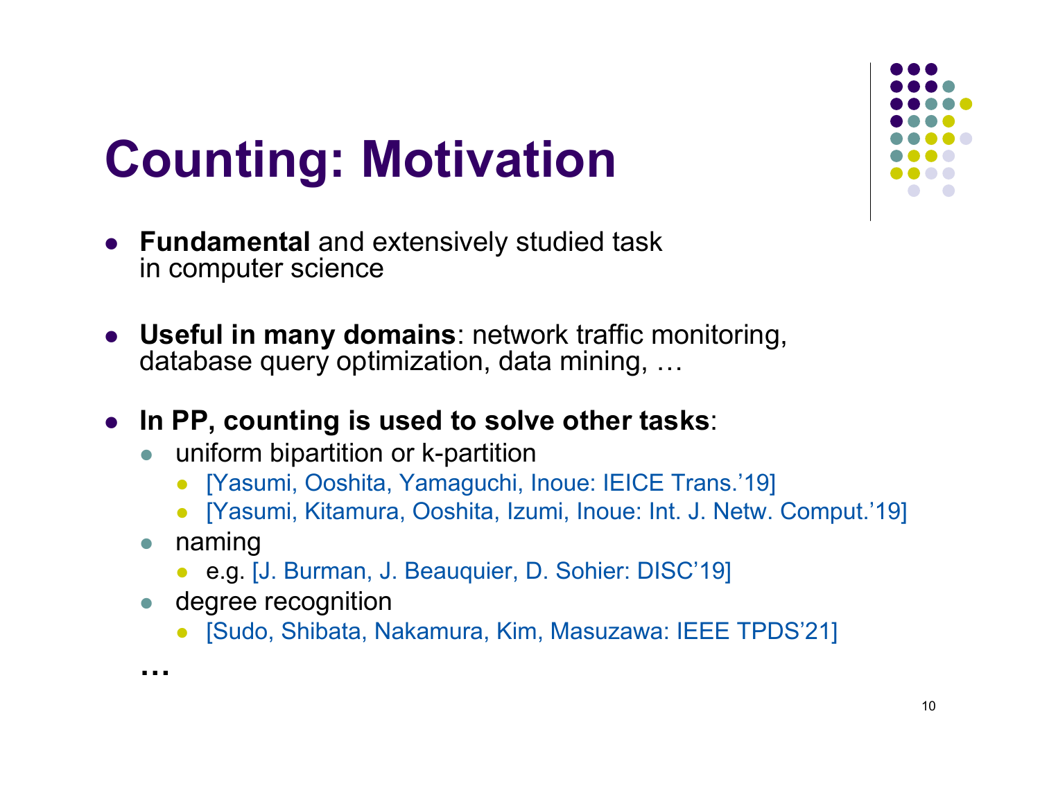# Counting: Motivation

- **Fundamental** and extensively studied task in computer science

- **Useful in many domains**: network traffic monitoring, database query optimization, data mining, …

- **In PP, counting is used to solve other tasks**:
  - uniform bipartition or k-partition
    - [Yasumi, Ooshita, Yamaguchi, Inoue: IEICE Trans.'19]
    - [Yasumi, Kitamura, Ooshita, Izumi, Inoue: Int. J. Netw. Comput.'19]
  - naming
    - e.g. [J. Burman, J. Beauquier, D. Sohier: DISC'19]
  - degree recognition
    - [Sudo, Shibata, Nakamura, Kim, Masuzawa: IEEE TPDS'21]

  …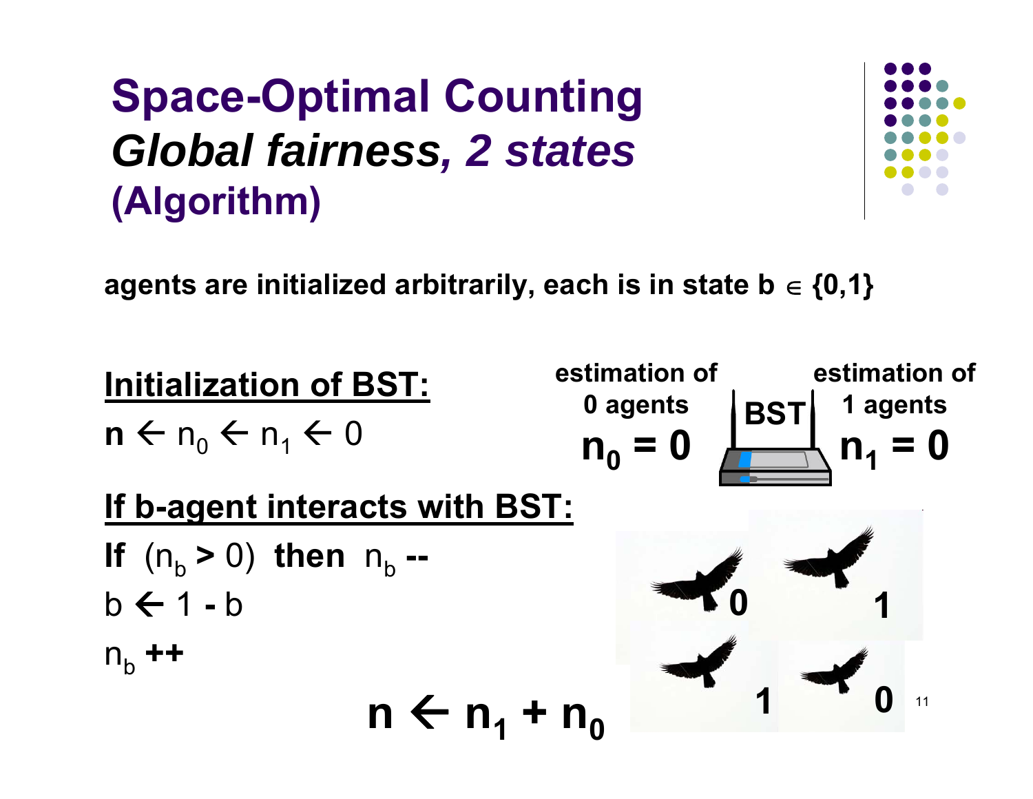# Space-Optimal Counting
## *Global fairness, 2 states*
## (Algorithm)

**agents are initialized arbitrarily, each is in state b $\in$ {0,1}**

**Initialization of BST:**

$n \leftarrow n_0 \leftarrow n_1 \leftarrow 0$

**estimation of 0 agents** $n_0 = 0$ **BST** **estimation of 1 agents** $n_1 = 0$

**If b-agent interacts with BST:**

**If** $(n_b > 0)$ **then** $n_b$ **--**

$b \leftarrow 1 - b$

$n_b$ **++**

$$n \leftarrow n_1 + n_0$$

0 1 1 0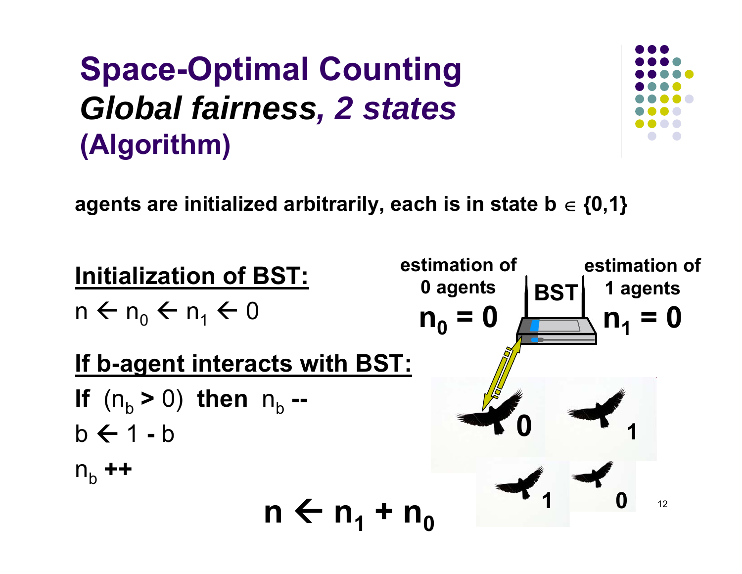# Space-Optimal Counting
## *Global fairness, 2 states*
### (Algorithm)

**agents are initialized arbitrarily, each is in state b $\in$ {0,1}**

**Initialization of BST:**

$n \leftarrow n_0 \leftarrow n_1 \leftarrow 0$

**If b-agent interacts with BST:**

**If** $(n_b > 0)$ **then** $n_b$ **--**

$b \leftarrow 1 - b$

$n_b$ **++**

$$n \leftarrow n_1 + n_0$$

**estimation of 0 agents**

$n_0 = 0$

**BST**

**estimation of 1 agents**

$n_1 = 0$

**0** **1** **1** **0**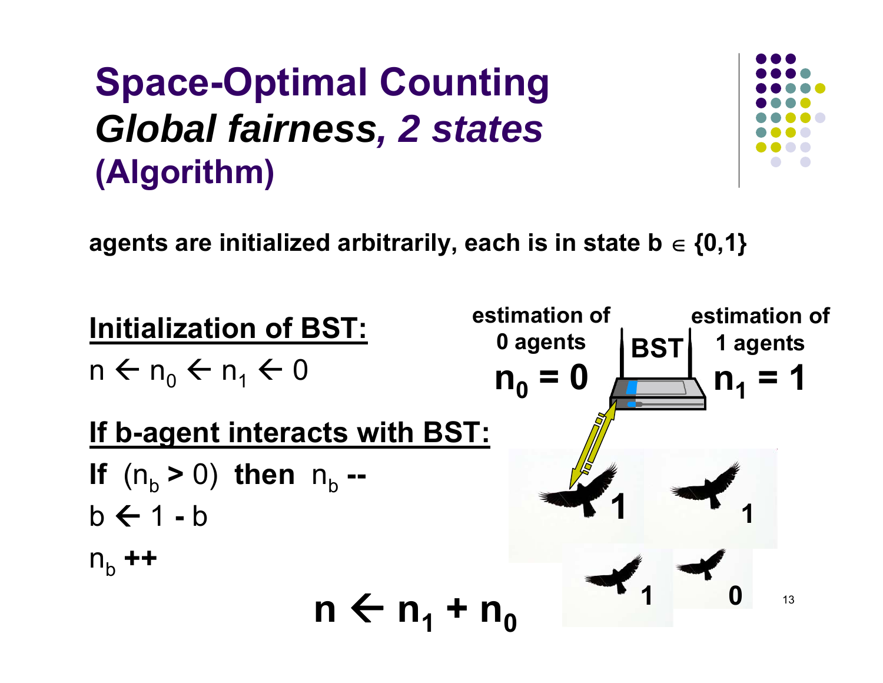# Space-Optimal Counting
## *Global fairness, 2 states*
## (Algorithm)

**agents are initialized arbitrarily, each is in state b $\in$ {0,1}**

**Initialization of BST:**

$n \leftarrow n_0 \leftarrow n_1 \leftarrow 0$

**If b-agent interacts with BST:**

**If** $(n_b > 0)$ **then** $n_b$ **--**

$b \leftarrow 1 - b$

$n_b$ **++**

estimation of 0 agents

$n_0 = 0$

BST

estimation of 1 agents

$n_1 = 1$

1 1 1 0

$$n \leftarrow n_1 + n_0$$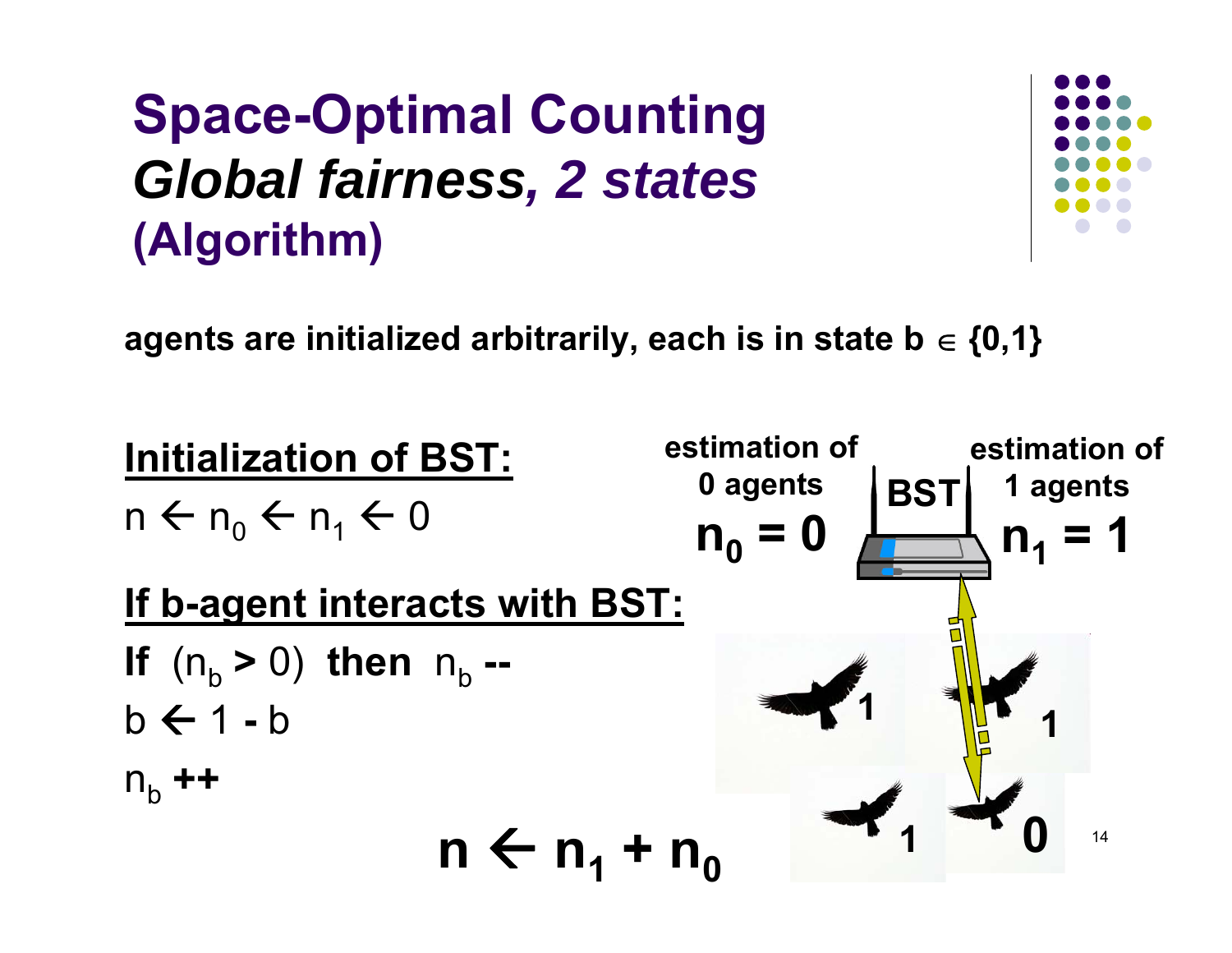# Space-Optimal Counting
## *Global fairness, 2 states*
## (Algorithm)

**agents are initialized arbitrarily, each is in state b $\in$ {0,1}**

**Initialization of BST:**

$n \leftarrow n_0 \leftarrow n_1 \leftarrow 0$

**If b-agent interacts with BST:**

**If** $(n_b > 0)$ **then** $n_b$ **--**

$b \leftarrow 1 - b$

$n_b$ **++**

$$n \leftarrow n_1 + n_0$$

**estimation of 0 agents**

$n_0 = 0$

**BST**

**estimation of 1 agents**

$n_1 = 1$

1 1 1 0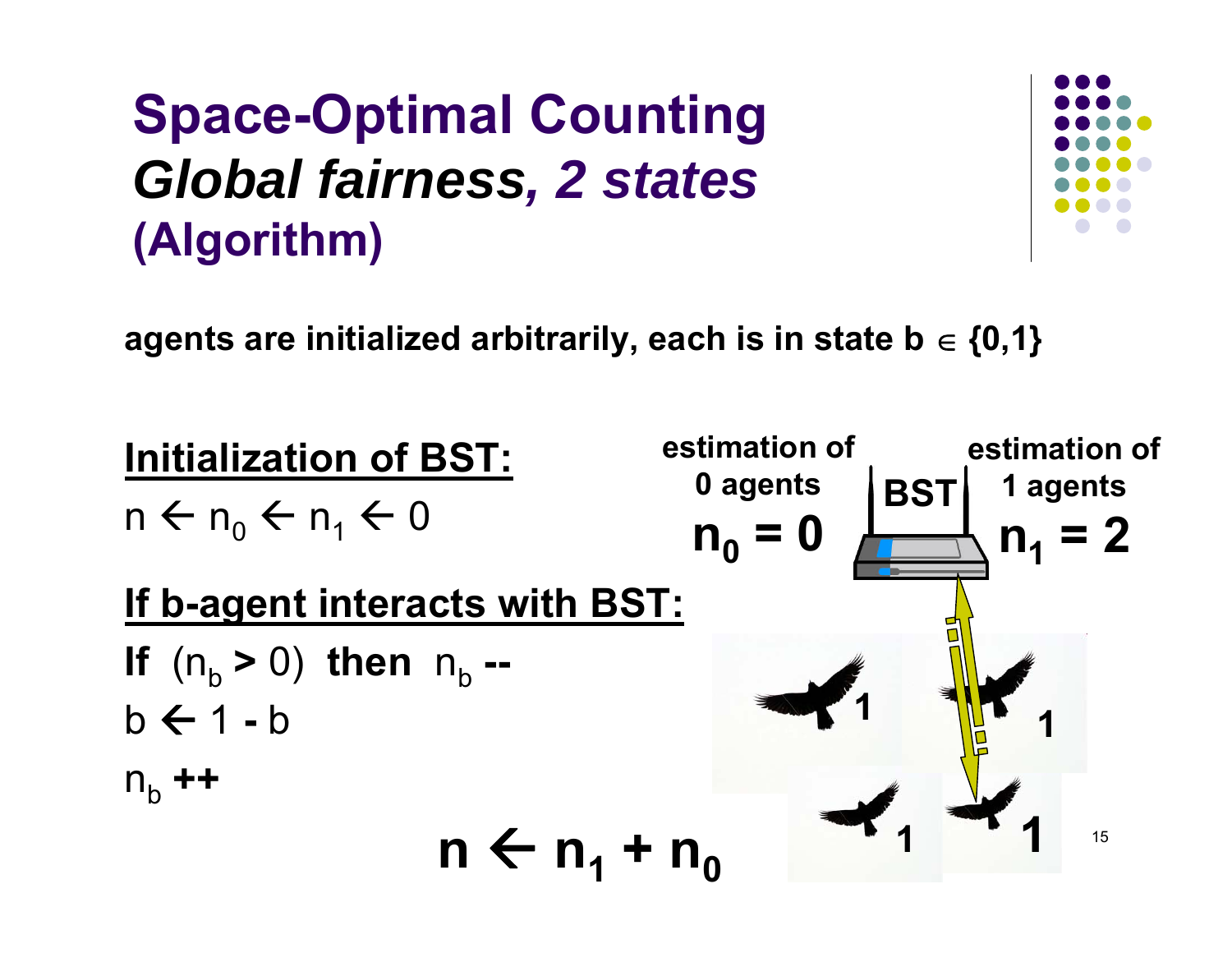# Space-Optimal Counting
## *Global fairness, 2 states*
### (Algorithm)

**agents are initialized arbitrarily, each is in state b $\in$ {0,1}**

**Initialization of BST:**

$n \leftarrow n_0 \leftarrow n_1 \leftarrow 0$

**If b-agent interacts with BST:**

**If** $(n_b > 0)$ **then** $n_b$ **--**

$b \leftarrow 1 - b$

$n_b$ **++**

$$n \leftarrow n_1 + n_0$$

**estimation of 0 agents**

$n_0 = 0$

**BST**

**estimation of 1 agents**

$n_1 = 2$

1 1 1 1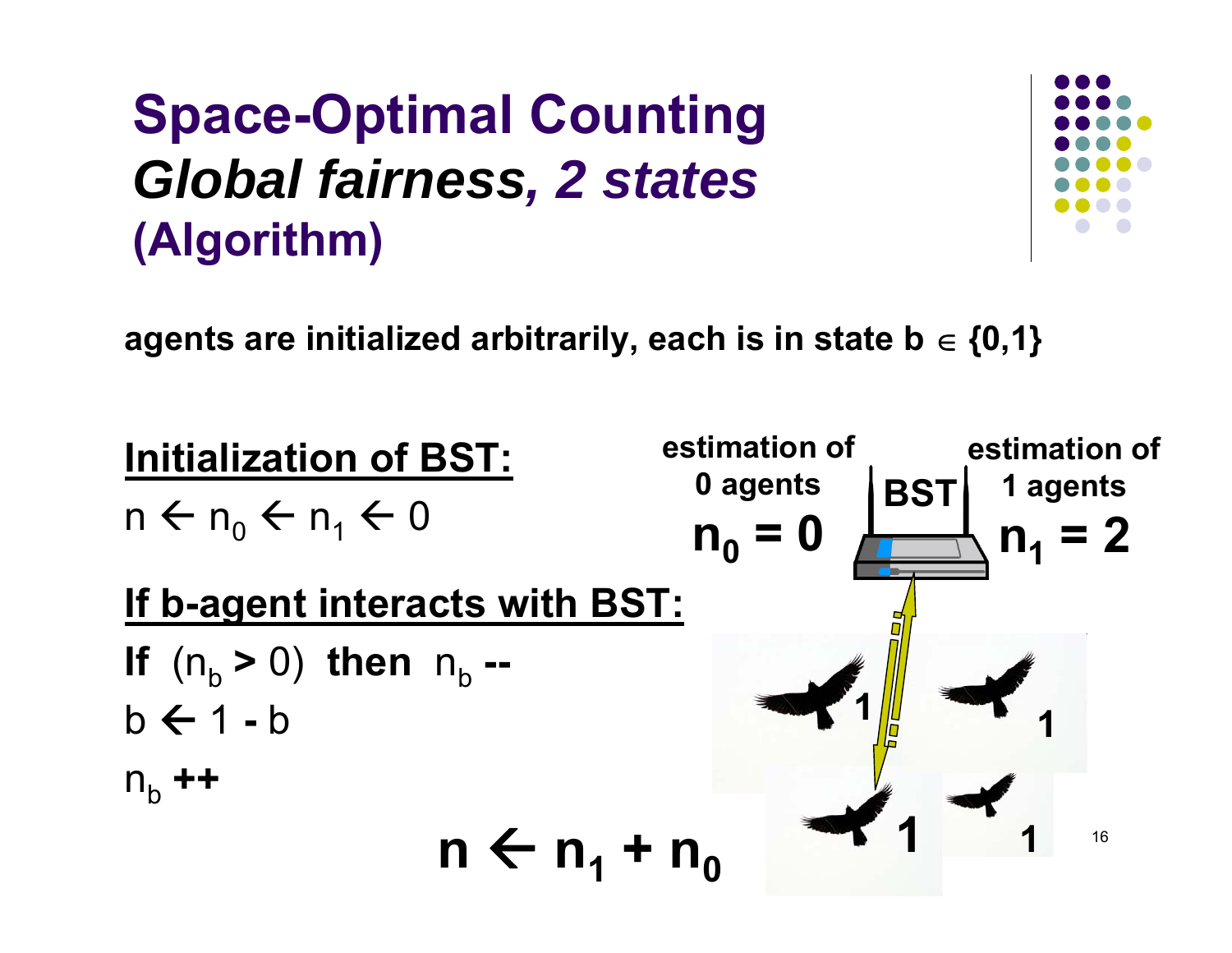# Space-Optimal Counting
## *Global fairness, 2 states*
## (Algorithm)

**agents are initialized arbitrarily, each is in state b $\in$ {0,1}**

**Initialization of BST:**

$n \leftarrow n_0 \leftarrow n_1 \leftarrow 0$

**If b-agent interacts with BST:**

**If** $(n_b > 0)$ **then** $n_b$ **--**

$b \leftarrow 1 - b$

$n_b$ **++**

$$n \leftarrow n_1 + n_0$$

**estimation of 0 agents**

$n_0 = 0$

**BST**

**estimation of 1 agents**

$n_1 = 2$

**1** **1** **1** **1**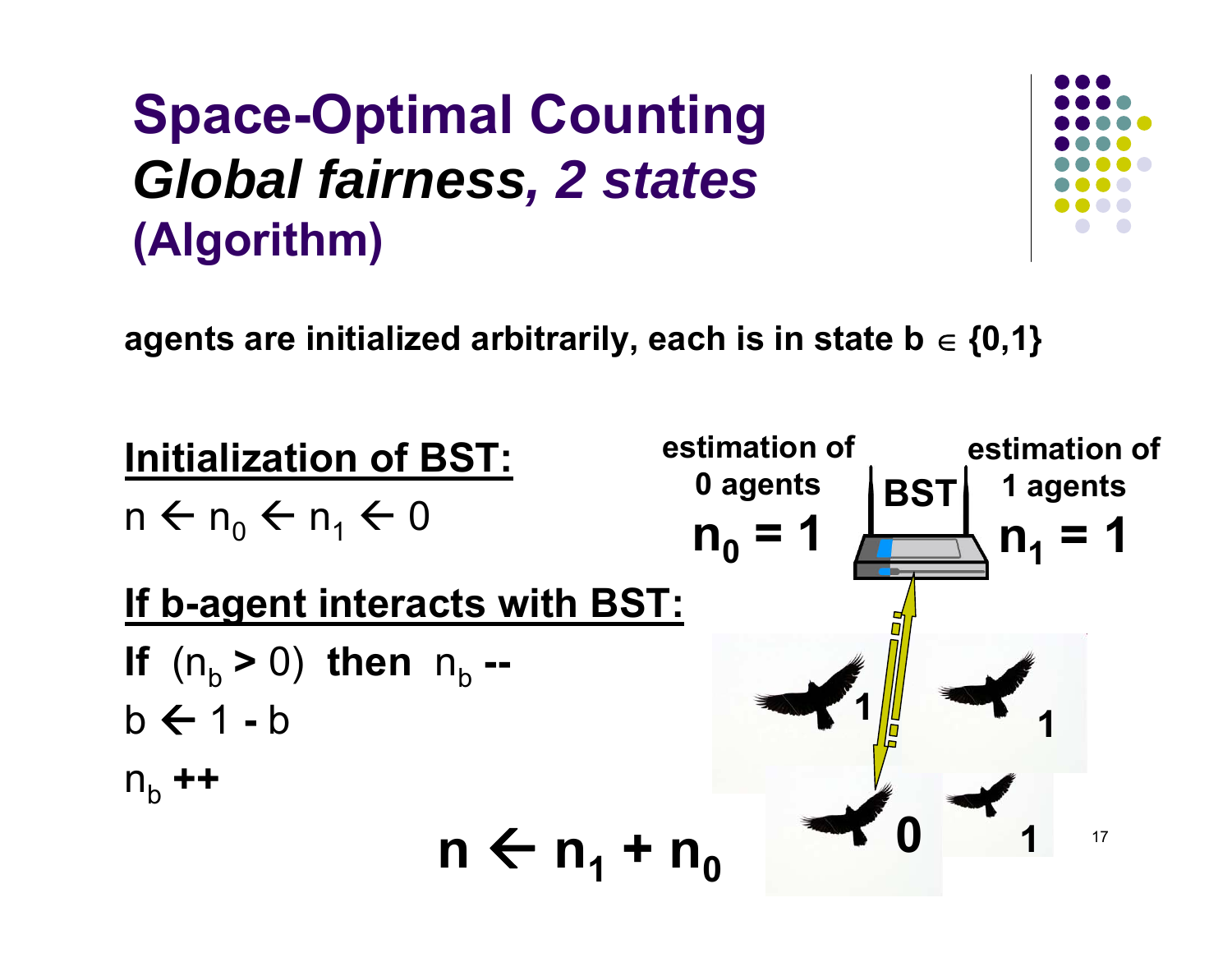# Space-Optimal Counting
## *Global fairness, 2 states*
### (Algorithm)

**agents are initialized arbitrarily, each is in state b $\in$ {0,1}**

**Initialization of BST:**

$n \leftarrow n_0 \leftarrow n_1 \leftarrow 0$

**If b-agent interacts with BST:**

**If** $(n_b > 0)$ **then** $n_b$ **--**

$b \leftarrow 1 - b$

$n_b$ **++**

$$n \leftarrow n_1 + n_0$$

estimation of 0 agents

$n_0 = 1$

BST

estimation of 1 agents

$n_1 = 1$

1 1 0 1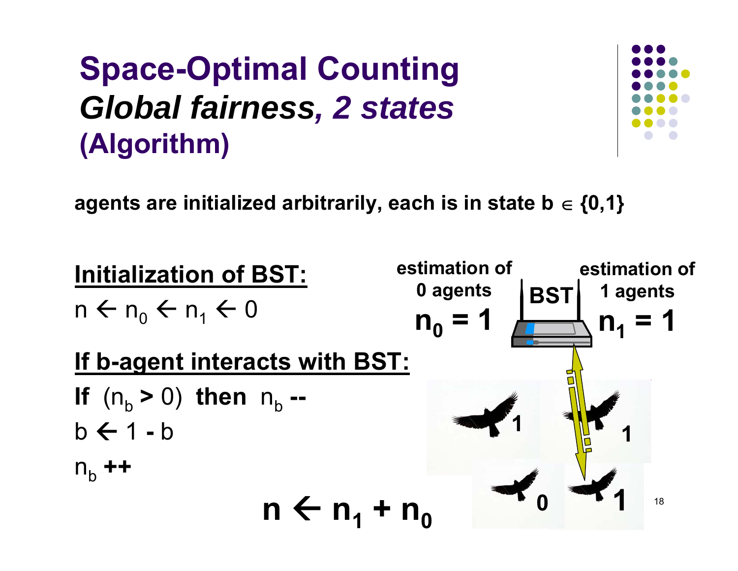# Space-Optimal Counting
## *Global fairness, 2 states*
## (Algorithm)

**agents are initialized arbitrarily, each is in state b $\in$ {0,1}**

**Initialization of BST:**

$n \leftarrow n_0 \leftarrow n_1 \leftarrow 0$

**If b-agent interacts with BST:**

**If** $(n_b > 0)$ **then** $n_b$ **--**

$b \leftarrow 1 - b$

$n_b$ **++**

$$n \leftarrow n_1 + n_0$$

**estimation of 0 agents**

$n_0 = 1$

**BST**

**estimation of 1 agents**

$n_1 = 1$

1 1 0 1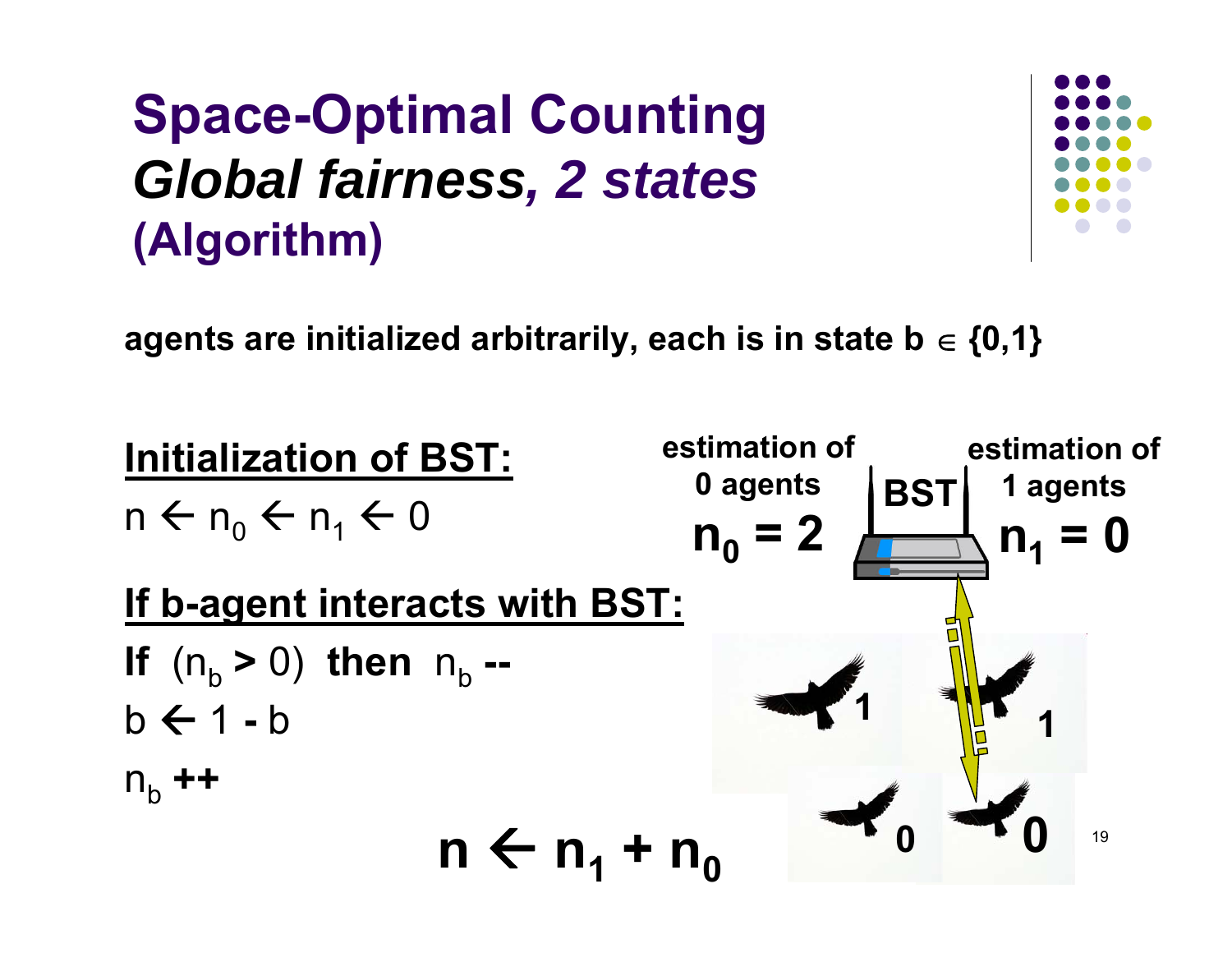# Space-Optimal Counting
## *Global fairness, 2 states*
## (Algorithm)

**agents are initialized arbitrarily, each is in state b $\in$ {0,1}**

**Initialization of BST:**

$n \leftarrow n_0 \leftarrow n_1 \leftarrow 0$

**If b-agent interacts with BST:**

**If** $(n_b > 0)$ **then** $n_b$ **--**

$b \leftarrow 1 - b$

$n_b$ **++**

$$n \leftarrow n_1 + n_0$$

**estimation of 0 agents**

$n_0 = 2$

**BST**

**estimation of 1 agents**

$n_1 = 0$

1 1 0 0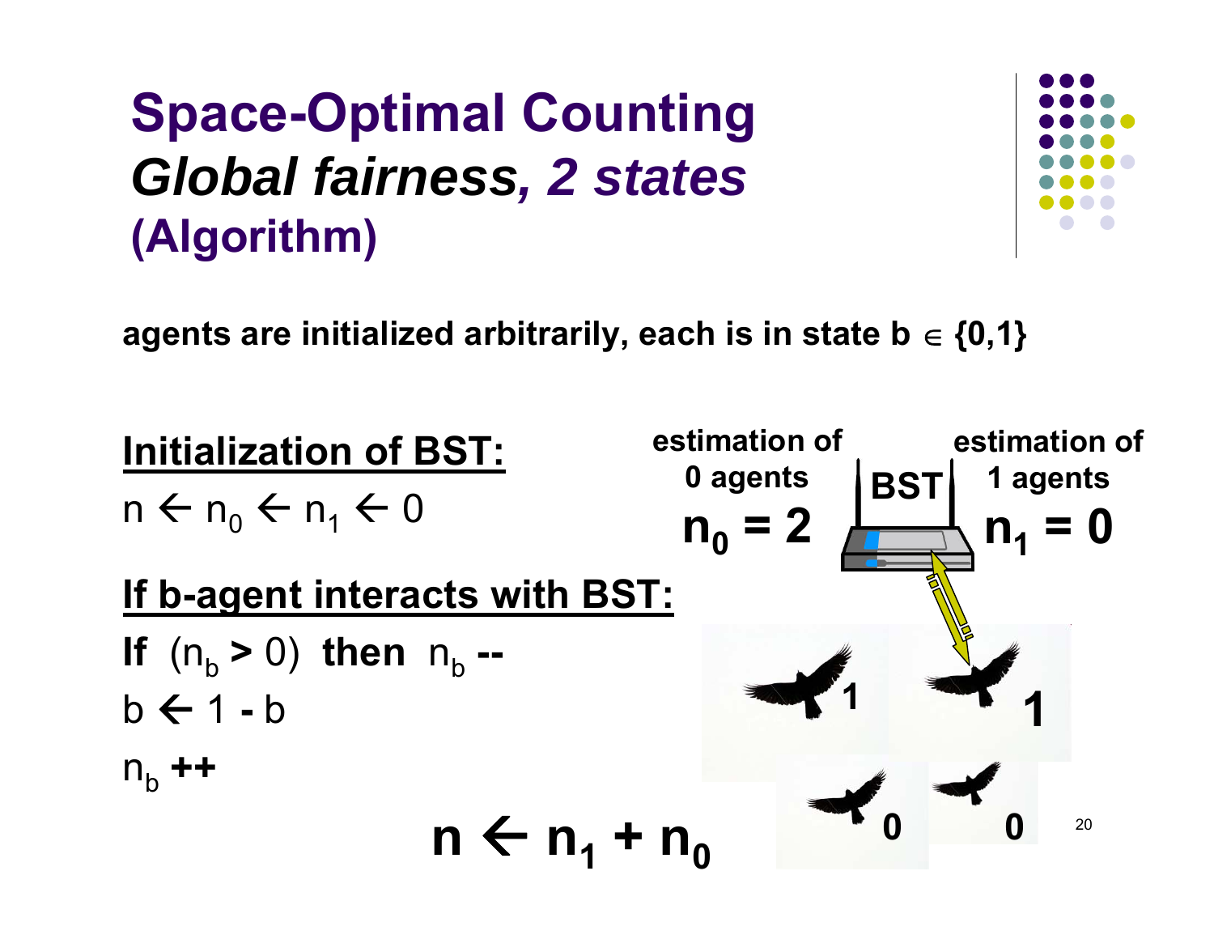# Space-Optimal Counting
## *Global fairness, 2 states* (Algorithm)

**agents are initialized arbitrarily, each is in state b $\in$ {0,1}**

**Initialization of BST:**

$n \leftarrow n_0 \leftarrow n_1 \leftarrow 0$

**If b-agent interacts with BST:**

**If** $(n_b > 0)$ **then** $n_b$ **--**

$b \leftarrow 1 - b$

$n_b$ **++**

$$n \leftarrow n_1 + n_0$$

**estimation of 0 agents**

$n_0 = 2$

**BST**

**estimation of 1 agents**

$n_1 = 0$

1 1 0 0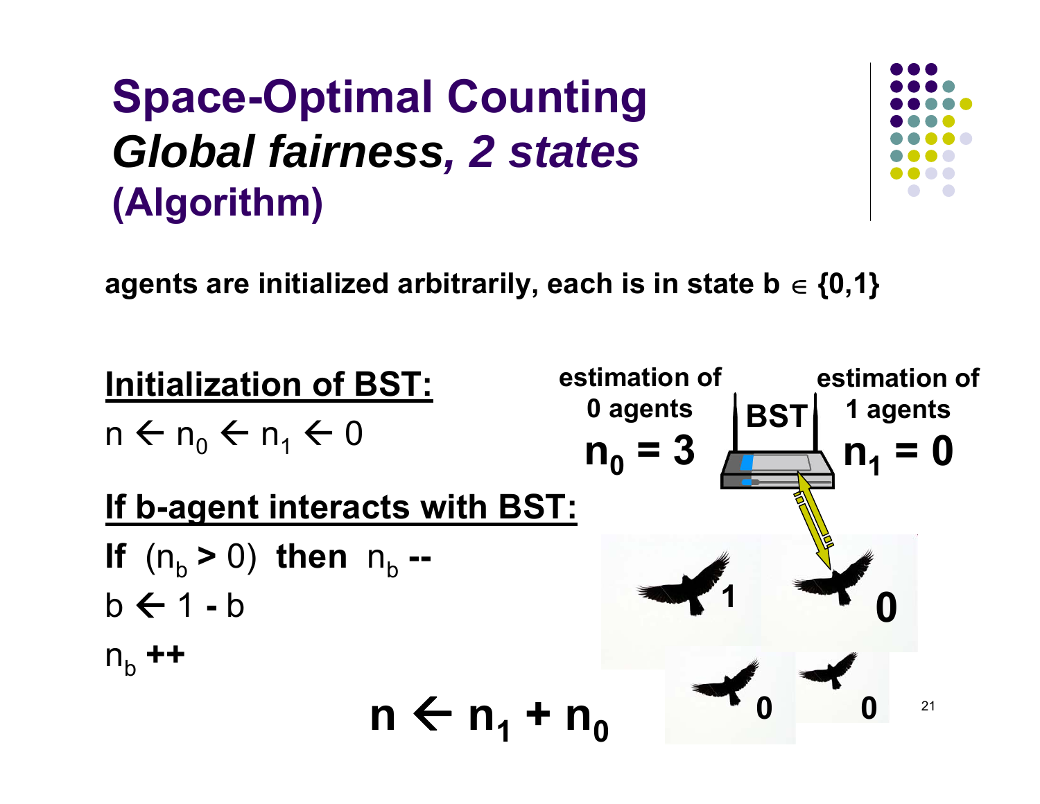# Space-Optimal Counting
## *Global fairness, 2 states*
### (Algorithm)

**agents are initialized arbitrarily, each is in state b $\in$ {0,1}**

**Initialization of BST:**

$n \leftarrow n_0 \leftarrow n_1 \leftarrow 0$

**If b-agent interacts with BST:**

**If** $(n_b > 0)$ **then** $n_b$ **--**

$b \leftarrow 1 - b$

$n_b$ **++**

$$n \leftarrow n_1 + n_0$$

**estimation of 0 agents**

$n_0 = 3$

**BST**

**estimation of 1 agents**

$n_1 = 0$

1 0 0 0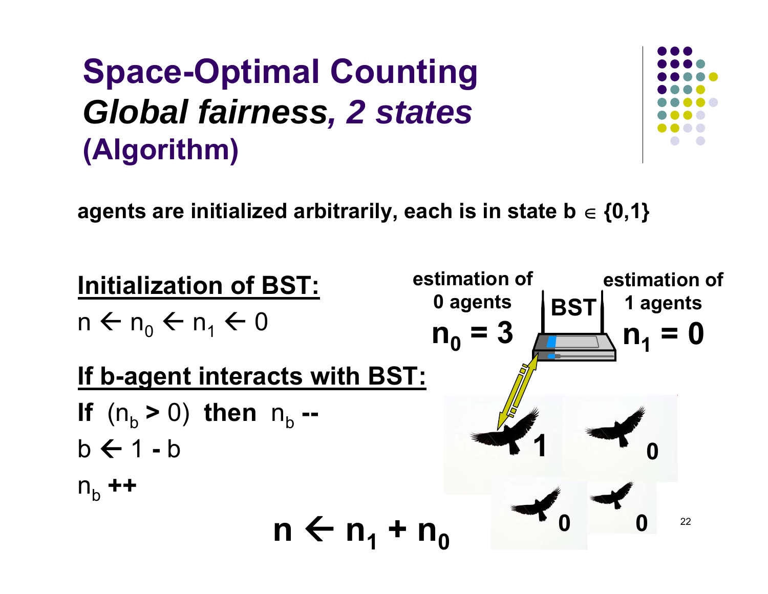# Space-Optimal Counting
## *Global fairness, 2 states*
### (Algorithm)

**agents are initialized arbitrarily, each is in state b $\in$ {0,1}**

**Initialization of BST:**

$n \leftarrow n_0 \leftarrow n_1 \leftarrow 0$

**If b-agent interacts with BST:**

**If** $(n_b > 0)$ **then** $n_b$ **--**

$b \leftarrow 1 - b$

$n_b$ **++**

$$n \leftarrow n_1 + n_0$$

**estimation of 0 agents**

$n_0 = 3$

**BST**

**estimation of 1 agents**

$n_1 = 0$

**1** **0** **0** **0**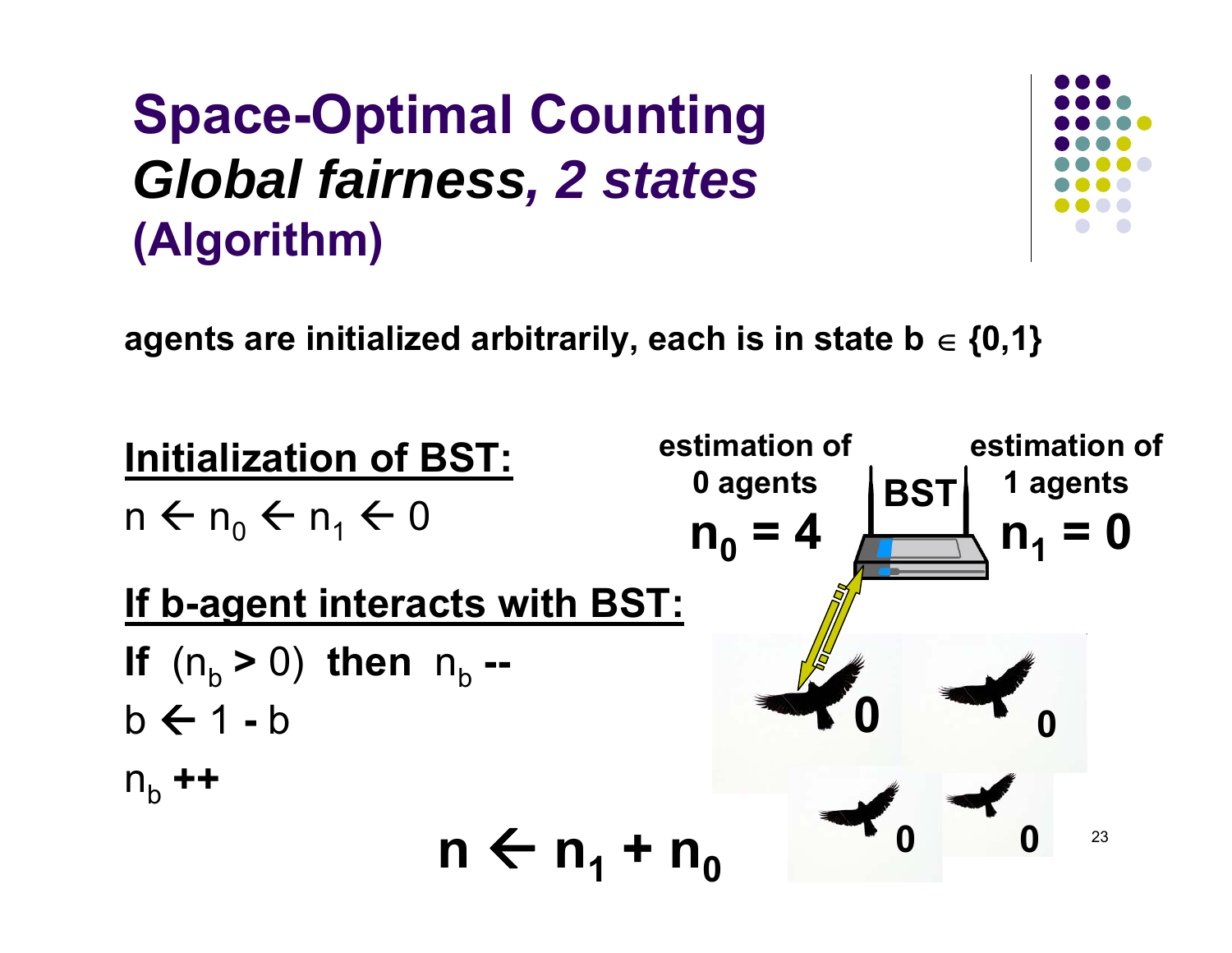# Space-Optimal Counting
## *Global fairness, 2 states*
### (Algorithm)

**agents are initialized arbitrarily, each is in state b $\in$ {0,1}**

**Initialization of BST:**

$n \leftarrow n_0 \leftarrow n_1 \leftarrow 0$

**If b-agent interacts with BST:**

**If** $(n_b > 0)$ **then** $n_b$ **--**

$b \leftarrow 1 - b$

$n_b$ **++**

$$n \leftarrow n_1 + n_0$$

**estimation of 0 agents**

$n_0 = 4$

**BST**

**estimation of 1 agents**

$n_1 = 0$

0

0

0

0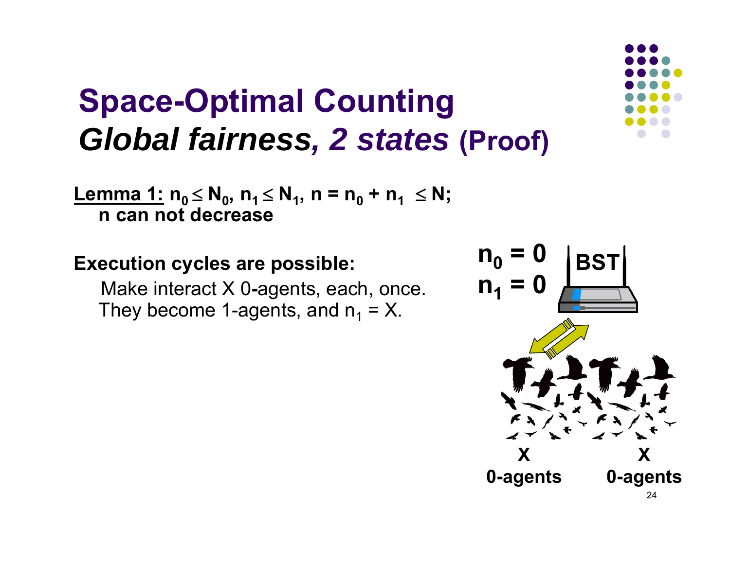# Space-Optimal Counting
## *Global fairness, 2 states* (Proof)

**Lemma 1:** $n_0 \leq N_0$, $n_1 \leq N_1$, $n = n_0 + n_1 \leq N$;
**n can not decrease**

**Execution cycles are possible:**

Make interact X 0-agents, each, once.
They become 1-agents, and $n_1 = X$.

$n_0 = 0$
$n_1 = 0$

BST

X 0-agents

X 0-agents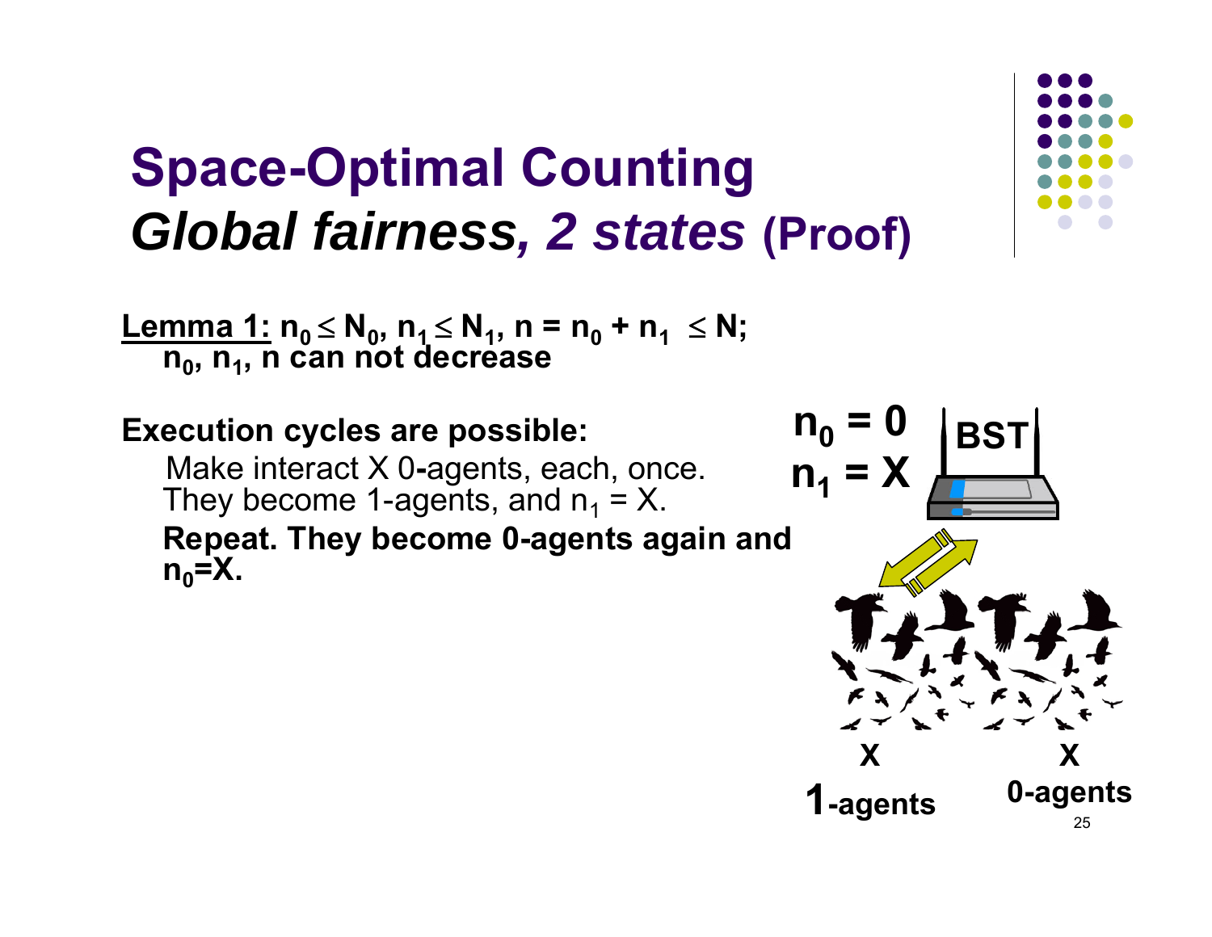# Space-Optimal Counting
## *Global fairness, 2 states* (Proof)

**Lemma 1:** $n_0 \leq N_0$, $n_1 \leq N_1$, $n = n_0 + n_1 \leq N$; $n_0$, $n_1$, $n$ can not decrease

**Execution cycles are possible:**

Make interact X 0-agents, each, once. They become 1-agents, and $n_1 = X$.

**Repeat. They become 0-agents again and $n_0$=X.**

$n_0 = 0$

$n_1 = X$

BST

X 1-agents

X 0-agents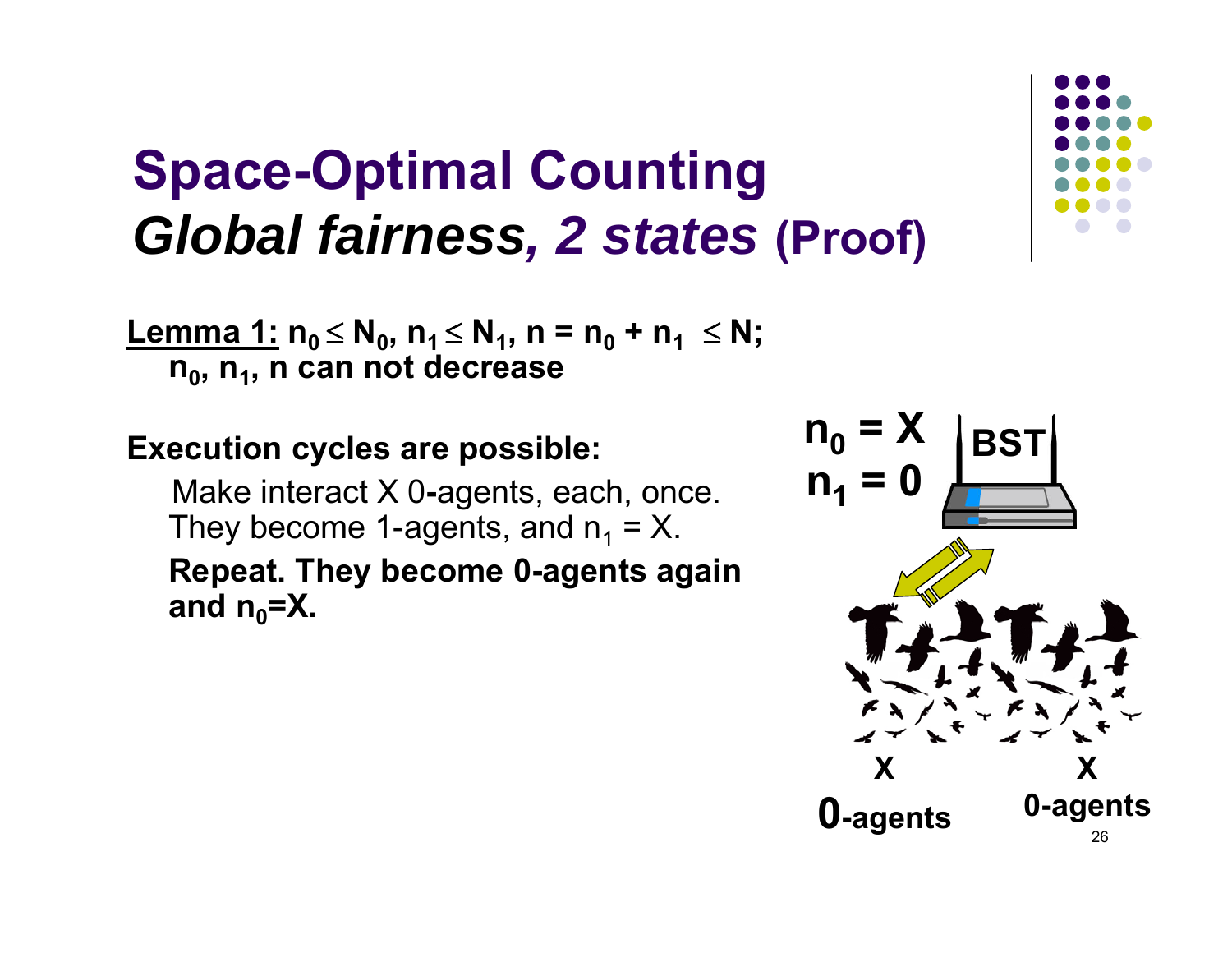# Space-Optimal Counting
## *Global fairness, 2 states* (Proof)

**Lemma 1:** $n_0 \leq N_0$, $n_1 \leq N_1$, $n = n_0 + n_1 \leq N$; $n_0$, $n_1$, $n$ can not decrease

**Execution cycles are possible:**

Make interact X 0-agents, each, once. They become 1-agents, and $n_1 = X$.

**Repeat. They become 0-agents again and $n_0$=X.**

$n_0 = X$

$n_1 = 0$

BST

X

0-agents

X

0-agents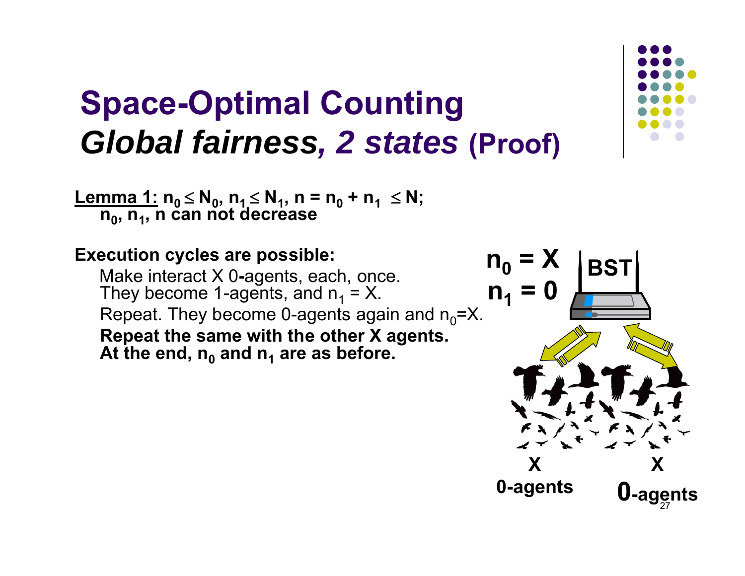# Space-Optimal Counting
## *Global fairness, 2 states* (Proof)

**Lemma 1:** $n_0 \leq N_0$, $n_1 \leq N_1$, $n = n_0 + n_1 \leq N$;
$n_0$, $n_1$, $n$ can not decrease

**Execution cycles are possible:**

Make interact X 0-agents, each, once.
They become 1-agents, and $n_1 = X$.
Repeat. They become 0-agents again and $n_0 = X$.
**Repeat the same with the other X agents.**
**At the end, $n_0$ and $n_1$ are as before.**

$n_0 = X$
$n_1 = 0$

BST

X 0-agents

X 0-agents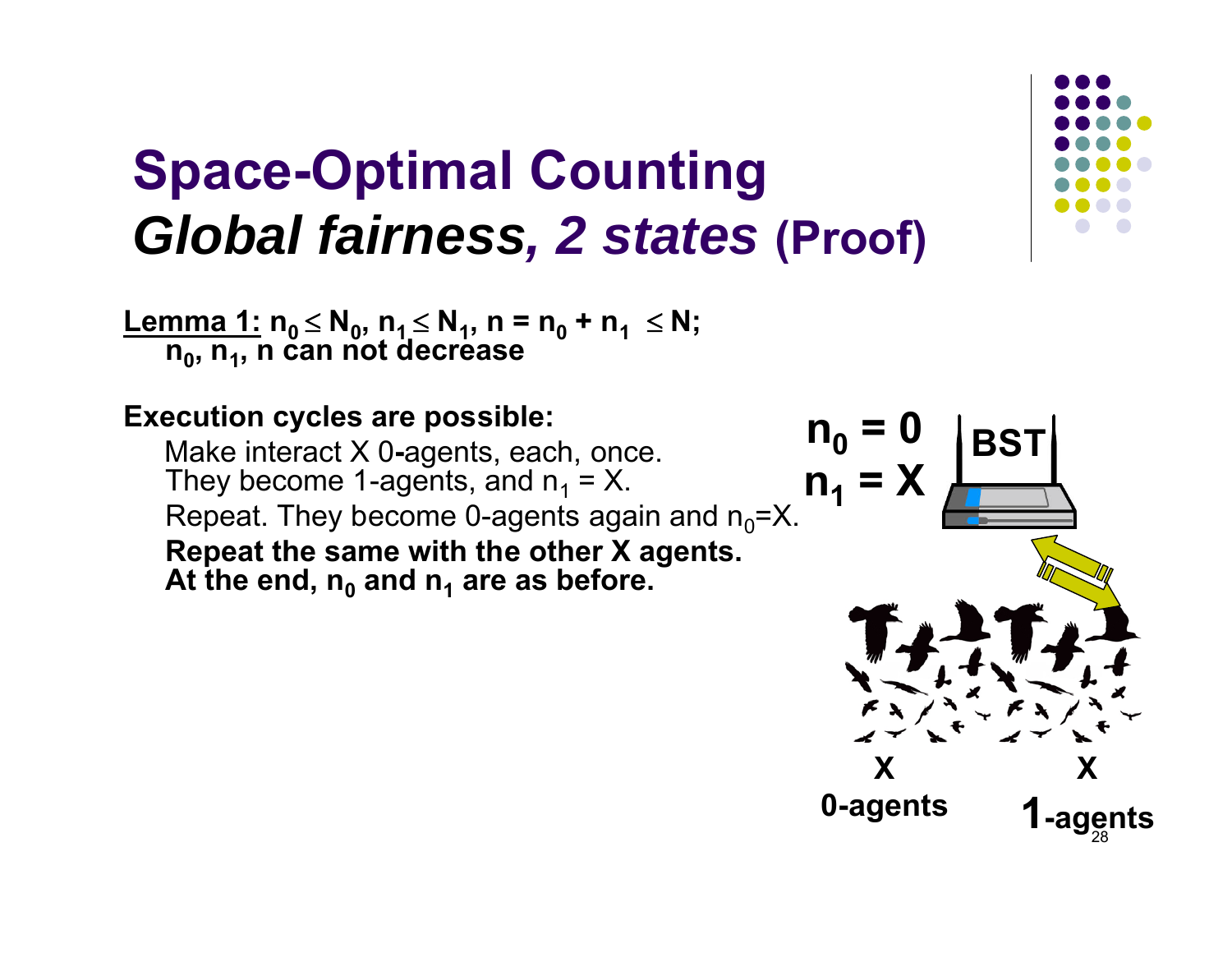# Space-Optimal Counting
## *Global fairness, 2 states* (Proof)

**Lemma 1:** $n_0 \leq N_0$, $n_1 \leq N_1$, $n = n_0 + n_1 \leq N$;
**$n_0$, $n_1$, $n$ can not decrease**

**Execution cycles are possible:**

Make interact X 0-agents, each, once.
They become 1-agents, and $n_1$ = X.
Repeat. They become 0-agents again and $n_0$=X.
**Repeat the same with the other X agents.**
**At the end, $n_0$ and $n_1$ are as before.**

$n_0 = 0$
$n_1 = X$

BST

X 0-agents

X 1-agents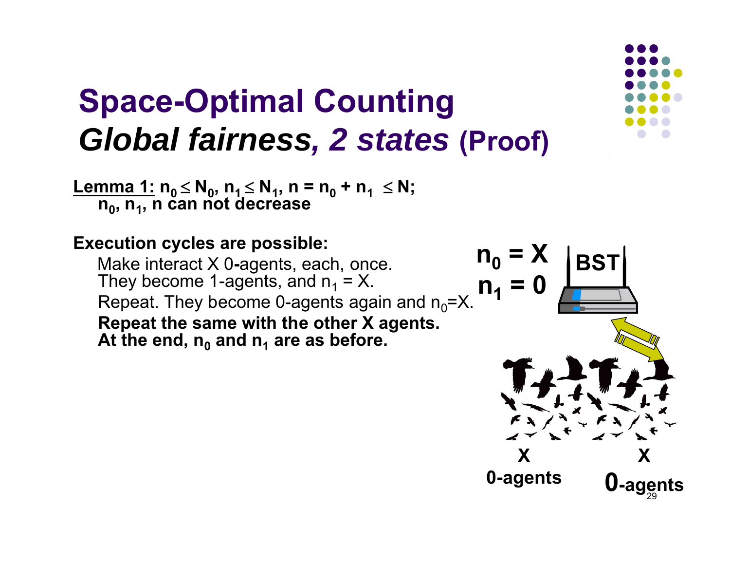# Space-Optimal Counting

## *Global fairness, 2 states* (Proof)

**Lemma 1:** $n_0 \leq N_0$, $n_1 \leq N_1$, $n = n_0 + n_1 \leq N$;
$n_0$, $n_1$, $n$ can not decrease

**Execution cycles are possible:**

Make interact X 0-agents, each, once.
They become 1-agents, and $n_1 = X$.
Repeat. They become 0-agents again and $n_0 = X$.
**Repeat the same with the other X agents.**
**At the end, $n_0$ and $n_1$ are as before.**

$n_0 = X$
$n_1 = 0$

BST

X 0-agents

X 0-agents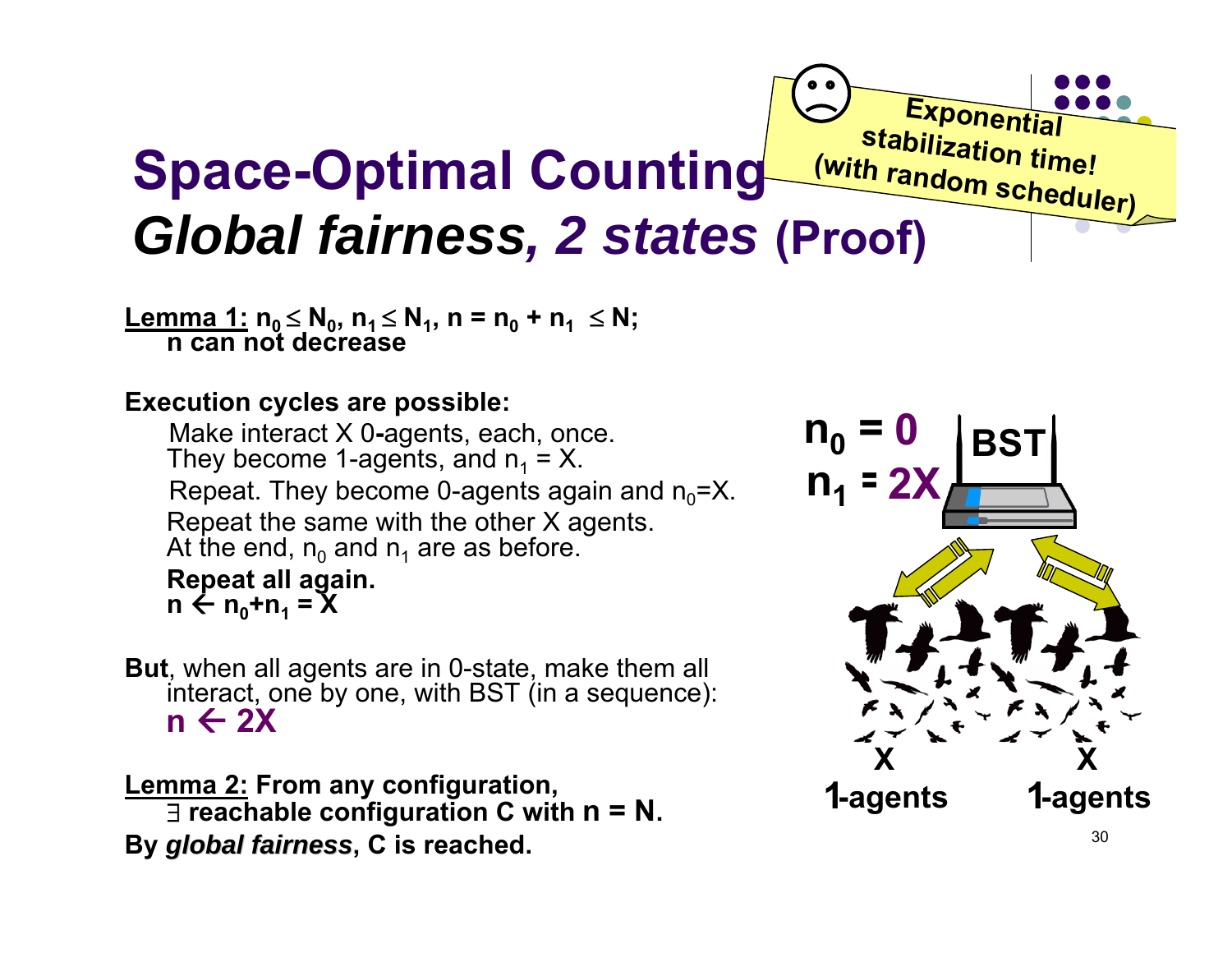# Space-Optimal Counting

## *Global fairness, 2 states* (Proof)

Exponential stabilization time! (with random scheduler)

**Lemma 1:** $n_0 \leq N_0$, $n_1 \leq N_1$, $n = n_0 + n_1 \leq N$;
**n can not decrease**

**Execution cycles are possible:**

Make interact X 0-agents, each, once.
They become 1-agents, and $n_1 = X$.
Repeat. They become 0-agents again and $n_0 = X$.
Repeat the same with the other X agents.
At the end, $n_0$ and $n_1$ are as before.
**Repeat all again.**
$n \leftarrow n_0 + n_1 = X$

**But**, when all agents are in 0-state, make them all interact, one by one, with BST (in a sequence):
$n \leftarrow 2X$

$n_0 = 0$
$n_1 = 2X$

BST

X 1-agents    X 1-agents

**Lemma 2:** From any configuration,
$\exists$ reachable configuration C with $n = N$.
By *global fairness*, C is reached.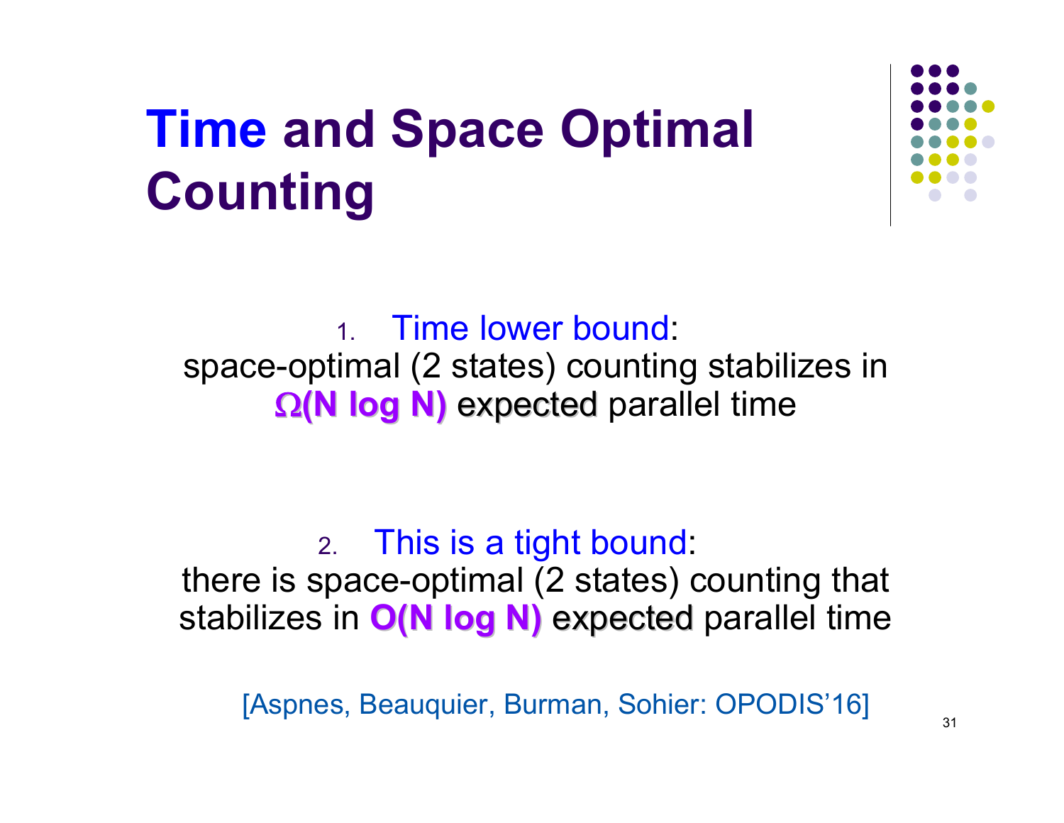# Time and Space Optimal Counting

1. Time lower bound:
   space-optimal (2 states) counting stabilizes in **$\Omega$(N log N)** expected parallel time

2. This is a tight bound:
   there is space-optimal (2 states) counting that stabilizes in **O(N log N)** expected parallel time

[Aspnes, Beauquier, Burman, Sohier: OPODIS'16]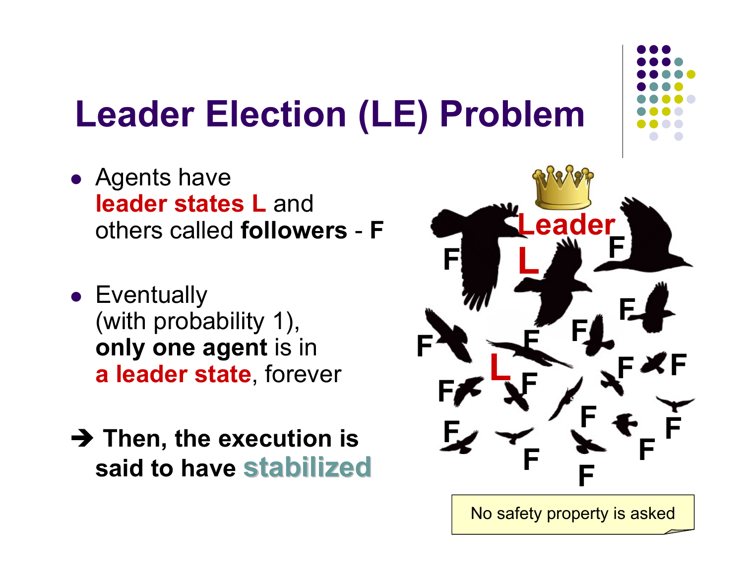# Leader Election (LE) Problem

- Agents have **leader states L** and others called **followers** - **F**
- Eventually (with probability 1), **only one agent** is in **a leader state**, forever

➔ **Then, the execution is said to have stabilized**

No safety property is asked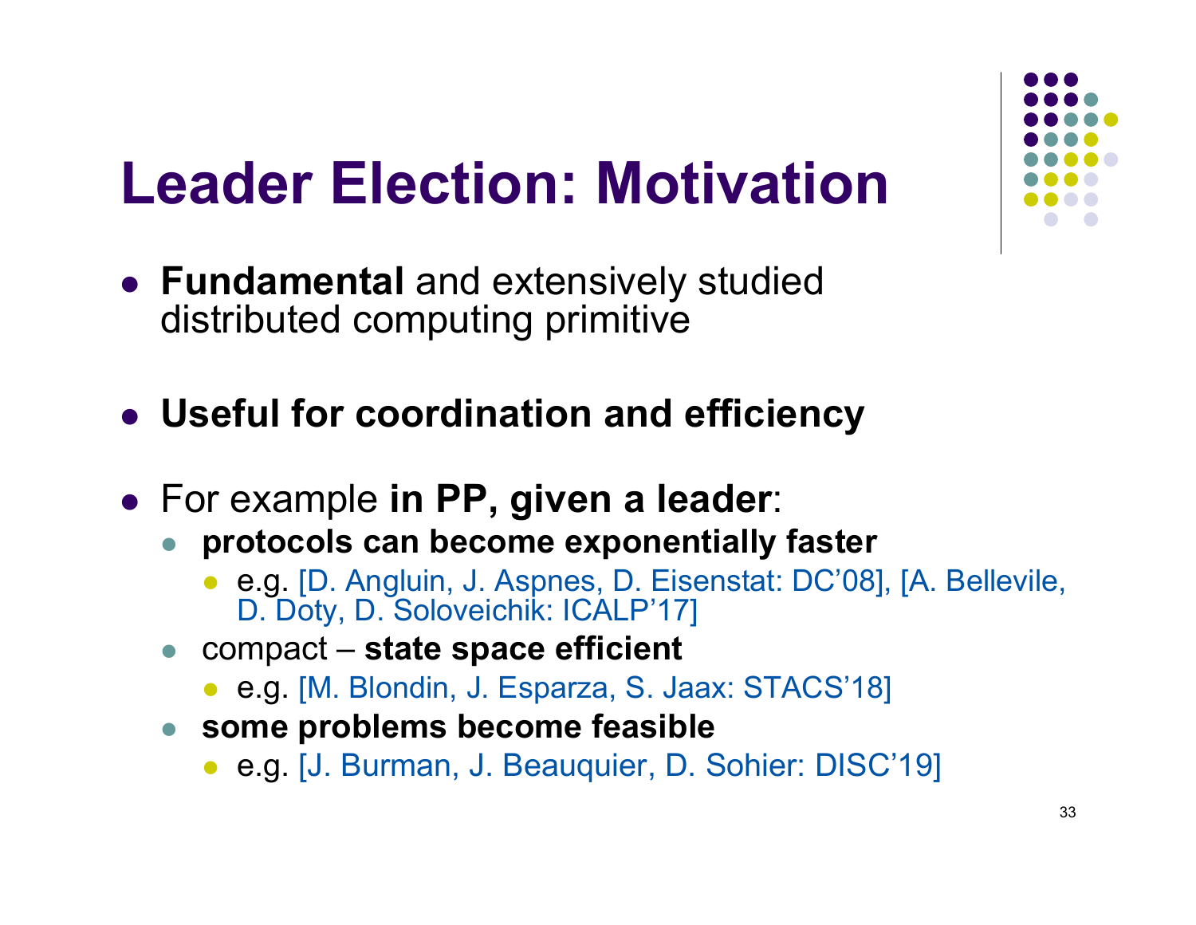# Leader Election: Motivation

- **Fundamental** and extensively studied distributed computing primitive

- **Useful for coordination and efficiency**

- For example **in PP, given a leader**:
  - **protocols can become exponentially faster**
    - e.g. [D. Angluin, J. Aspnes, D. Eisenstat: DC'08], [A. Bellevile, D. Doty, D. Soloveichik: ICALP'17]
  - compact – **state space efficient**
    - e.g. [M. Blondin, J. Esparza, S. Jaax: STACS'18]
  - **some problems become feasible**
    - e.g. [J. Burman, J. Beauquier, D. Sohier: DISC'19]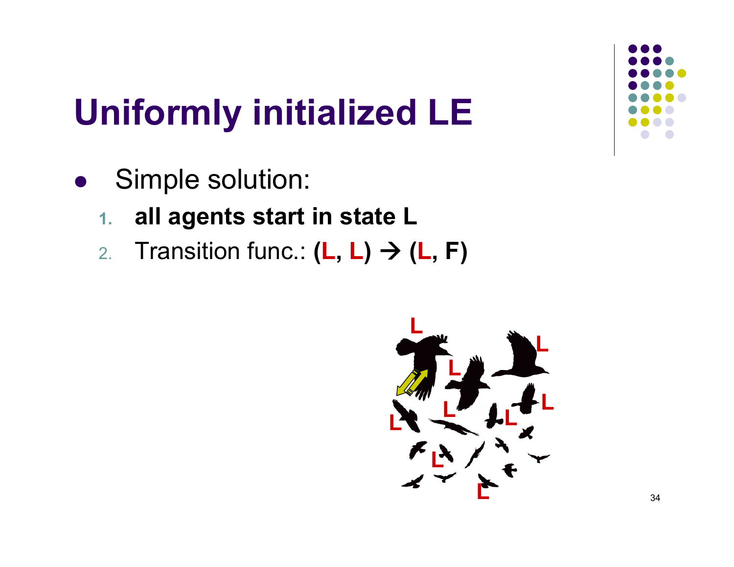# Uniformly initialized LE

- Simple solution:
  1. **all agents start in state L**
  2. Transition func.: **(L, L) → (L, F)**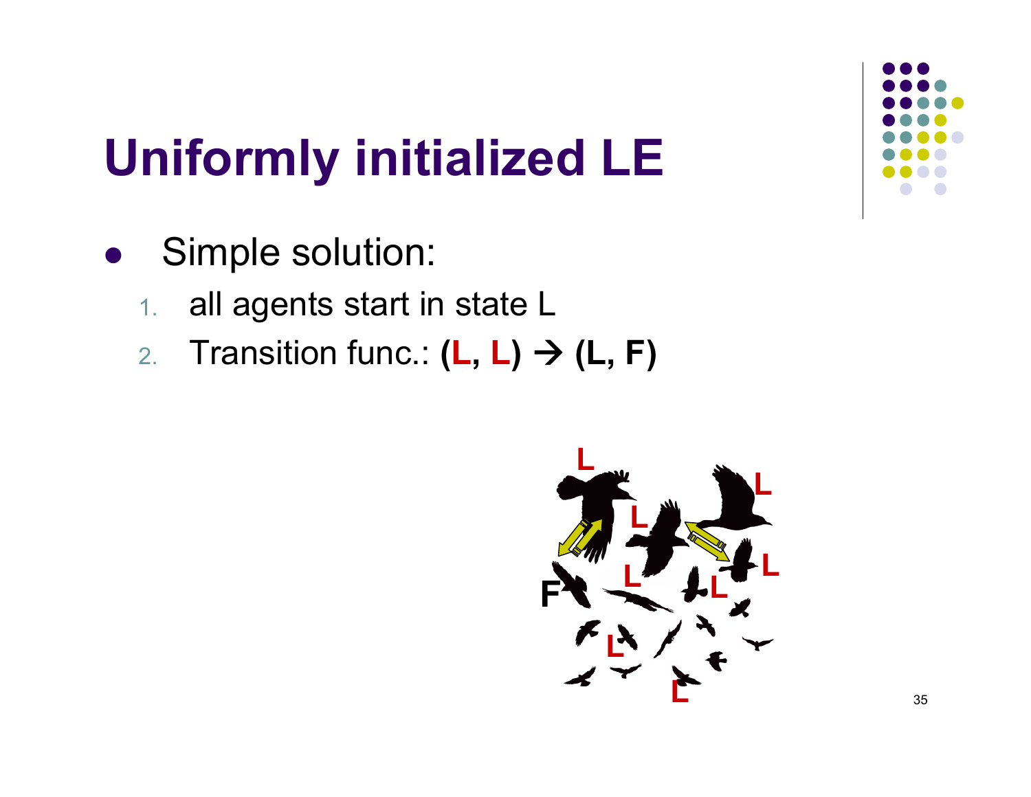# Uniformly initialized LE

- Simple solution:
  1. all agents start in state L
  2. Transition func.: **(L, L) → (L, F)**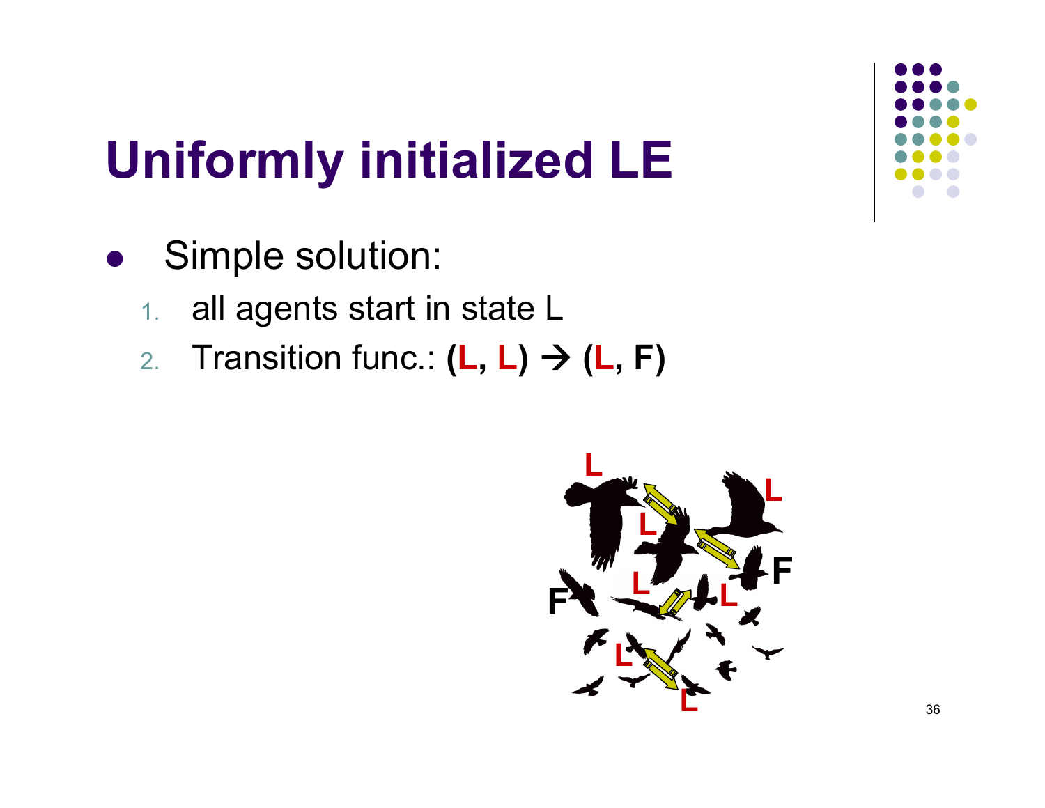# Uniformly initialized LE

- Simple solution:
  1. all agents start in state L
  2. Transition func.: **(L, L) → (L, F)**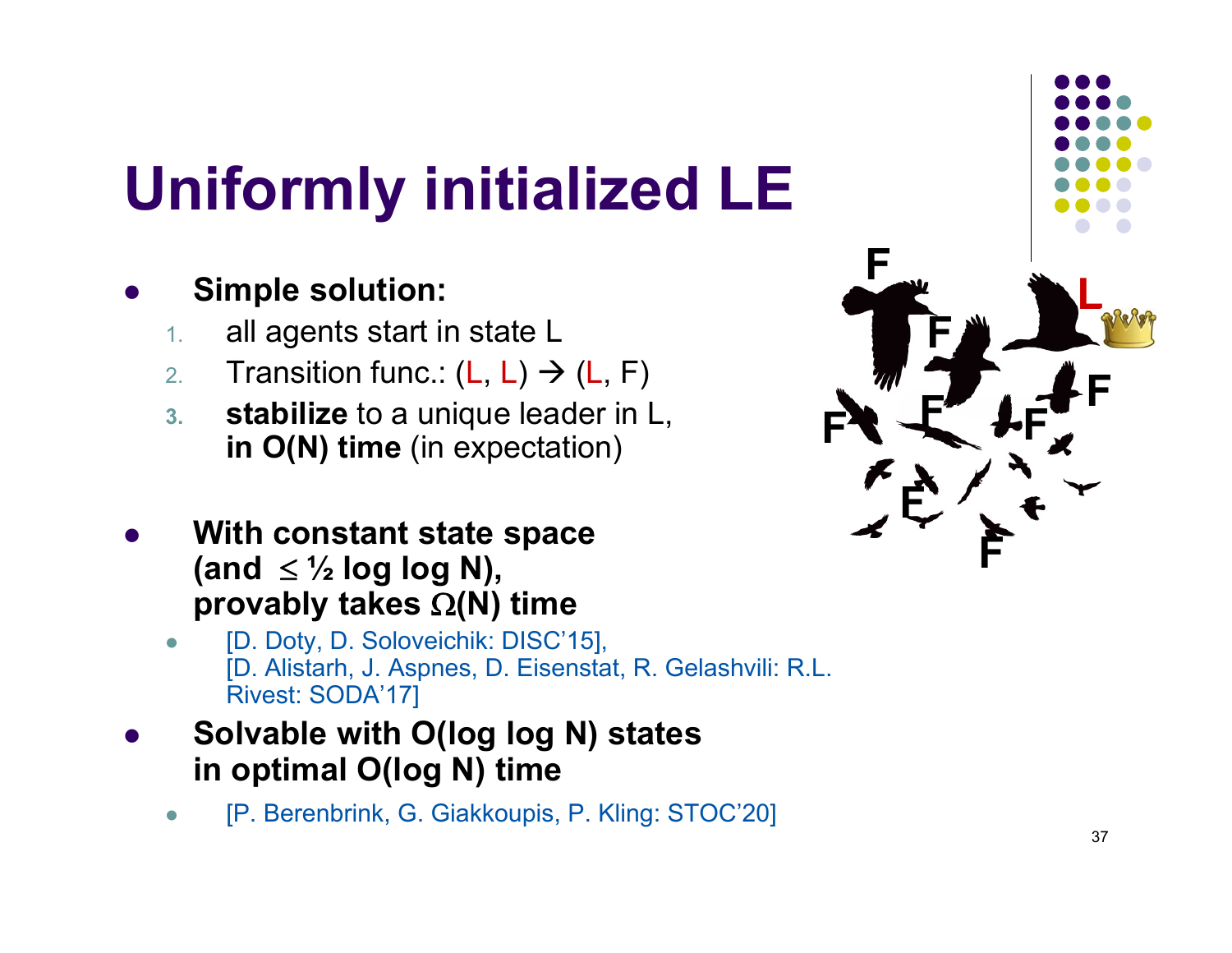# Uniformly initialized LE

- **Simple solution:**
  1. all agents start in state L
  2. Transition func.: (L, L) → (L, F)
  3. **stabilize** to a unique leader in L, **in O(N) time** (in expectation)

- **With constant state space (and $\leq \frac{1}{2} \log \log N$), provably takes $\Omega(N)$ time**
  - [D. Doty, D. Soloveichik: DISC'15], [D. Alistarh, J. Aspnes, D. Eisenstat, R. Gelashvili: R.L. Rivest: SODA'17]

- **Solvable with O(log log N) states in optimal O(log N) time**
  - [P. Berenbrink, G. Giakkoupis, P. Kling: STOC'20]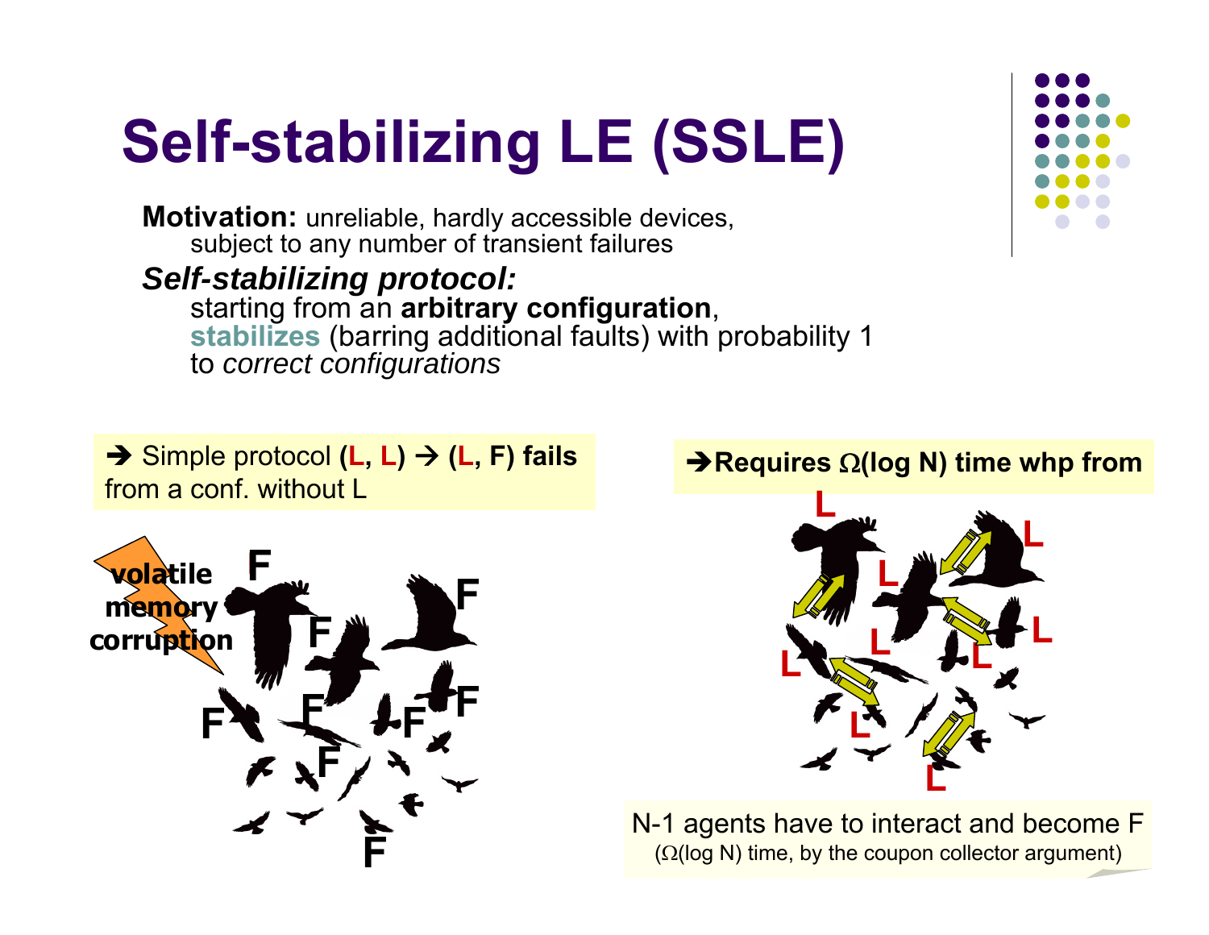# Self-stabilizing LE (SSLE)

**Motivation:** unreliable, hardly accessible devices, subject to any number of transient failures

***Self-stabilizing protocol:***

starting from an **arbitrary configuration**, **stabilizes** (barring additional faults) with probability 1 to *correct configurations*

→ Simple protocol **(L, L) → (L, F) fails** from a conf. without L

volatile memory corruption

→ **Requires $\Omega$(log N) time whp from**

N-1 agents have to interact and become F ($\Omega$(log N) time, by the coupon collector argument)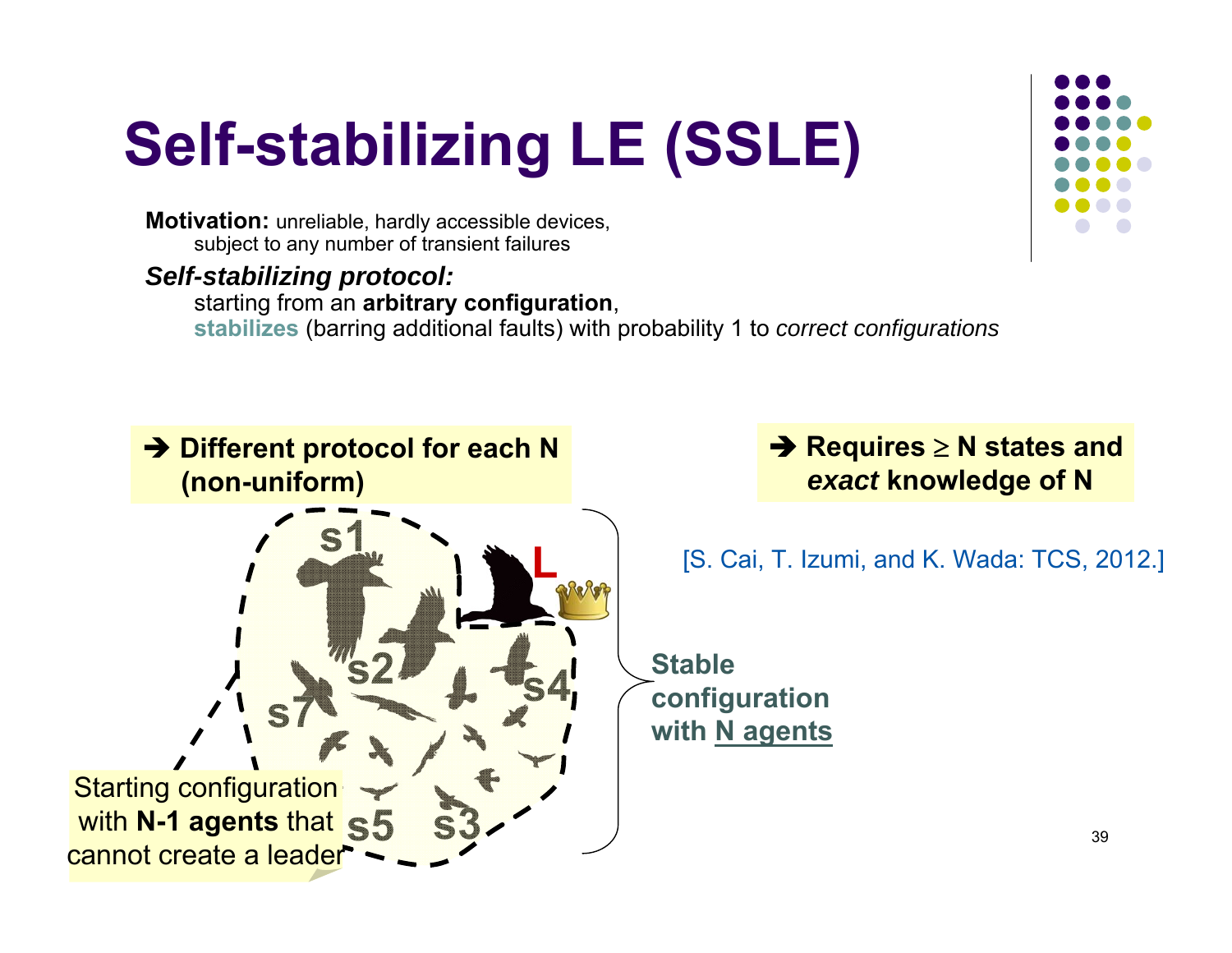# Self-stabilizing LE (SSLE)

**Motivation:** unreliable, hardly accessible devices,
subject to any number of transient failures

***Self-stabilizing protocol:***
starting from an **arbitrary configuration**,
**stabilizes** (barring additional faults) with probability 1 to *correct configurations*

➔ **Different protocol for each N (non-uniform)**

➔ **Requires ≥ N states and *exact* knowledge of N**

[S. Cai, T. Izumi, and K. Wada: TCS, 2012.]

s1 s2 s3 s4 s5 s7 L

Starting configuration with **N-1 agents** that cannot create a leader

**Stable configuration with N agents**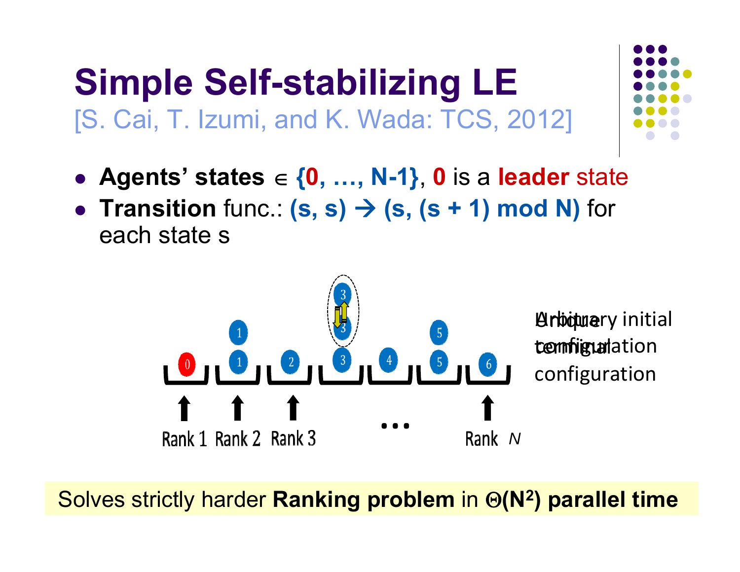# Simple Self-stabilizing LE

[S. Cai, T. Izumi, and K. Wada: TCS, 2012]

- **Agents' states** $\in$ **{0, …, N-1}**, **0** is a **leader** state
- **Transition** func.: **(s, s) → (s, (s + 1) mod N)** for each state s

Rank 1 Rank 2 Rank 3 … Rank $N$

Arbitrary initial configuration

Unique terminal configuration

Solves strictly harder **Ranking problem** in **Θ(N²) parallel time**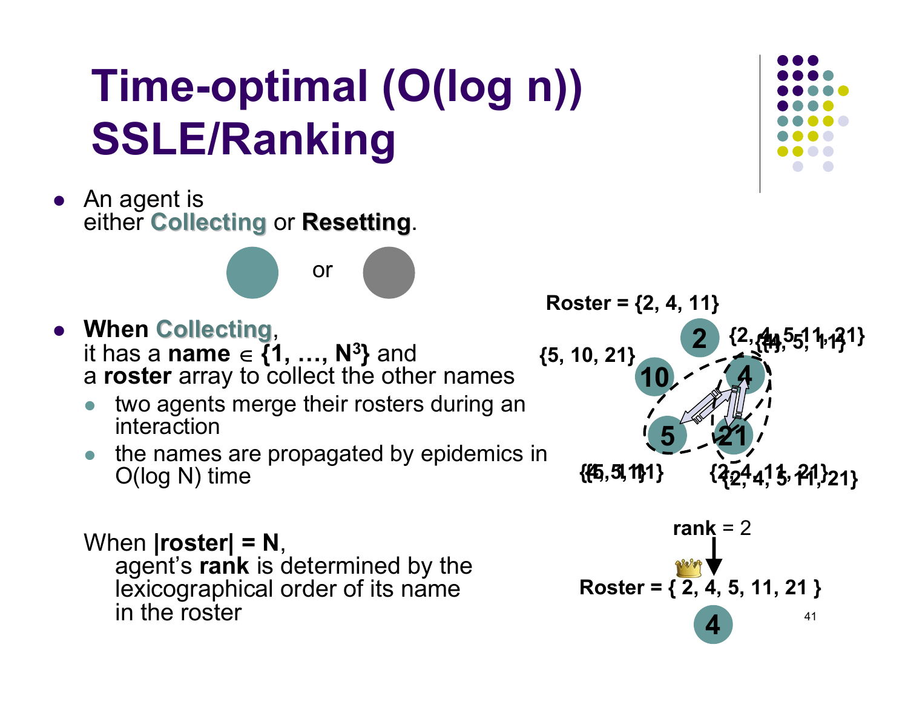# Time-optimal (O(log n)) SSLE/Ranking

- An agent is either **Collecting** or **Resetting**.

or

- **When Collecting**, it has a **name** $\in$ **{1, …, $N^3$}** and a **roster** array to collect the other names
  - two agents merge their rosters during an interaction
  - the names are propagated by epidemics in O(log N) time

When **|roster| = N**,
agent's **rank** is determined by the lexicographical order of its name in the roster

**Roster = {2, 4, 11}**

**{5, 10, 21}**

**{2, 4, 5, 11, 21}**

**{2, 4, 11, 21}**

**{2, 4, 5, 11, 21}**

**rank** = 2

**Roster = { 2, 4, 5, 11, 21 }**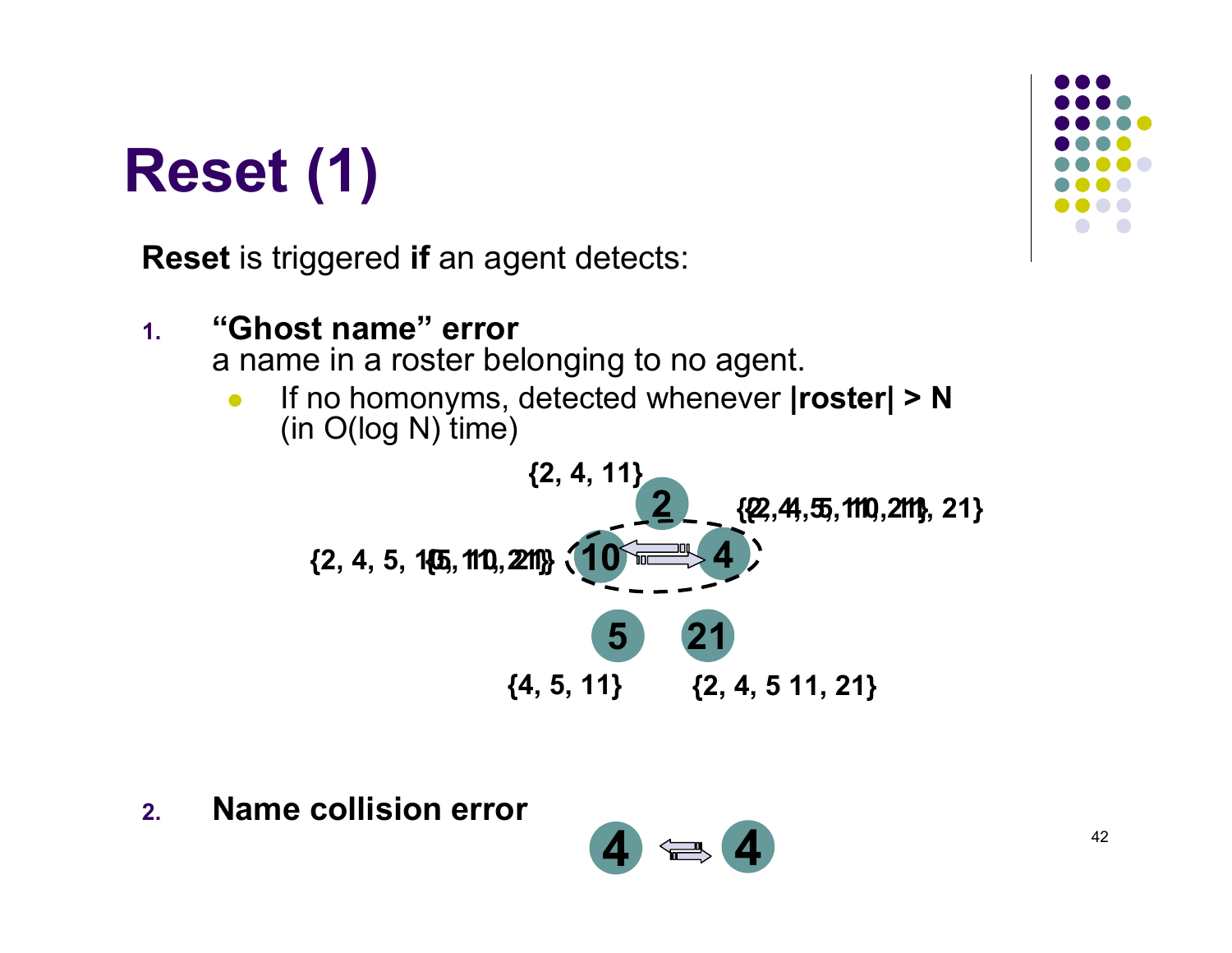# Reset (1)

**Reset** is triggered **if** an agent detects:

1. **"Ghost name" error**
   a name in a roster belonging to no agent.
   - If no homonyms, detected whenever **|roster| > N** (in O(log N) time)

2. **Name collision error**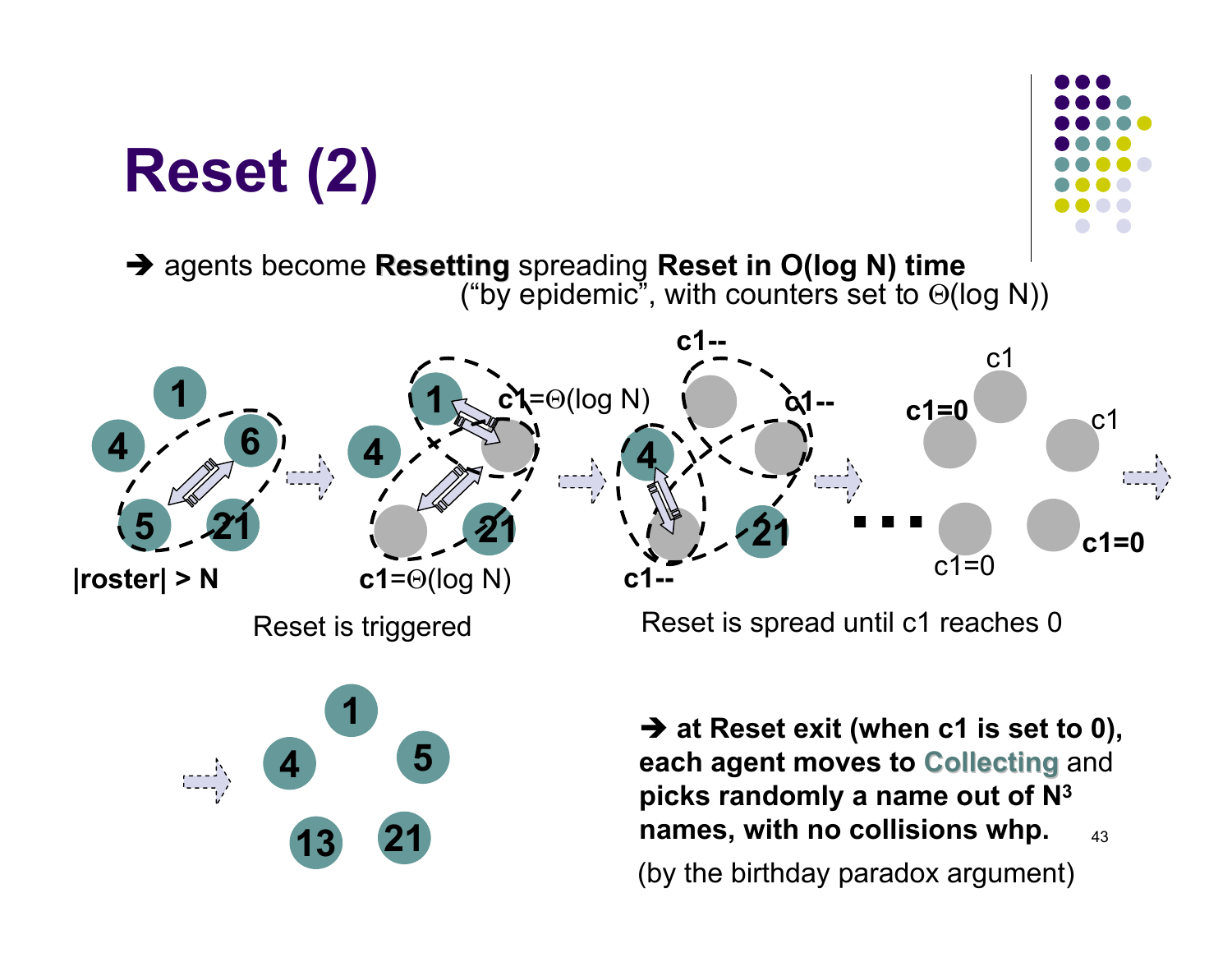# Reset (2)

➔ agents become **Resetting** spreading **Reset in O(log N) time** ("by epidemic", with counters set to $\Theta(\log N)$)

|roster| > N

c1=$\Theta$(log N)

c1--

c1=0

Reset is triggered

Reset is spread until c1 reaches 0

➔ **at Reset exit (when c1 is set to 0), each agent moves to Collecting and picks randomly a name out of $N^3$ names, with no collisions whp.**

(by the birthday paradox argument)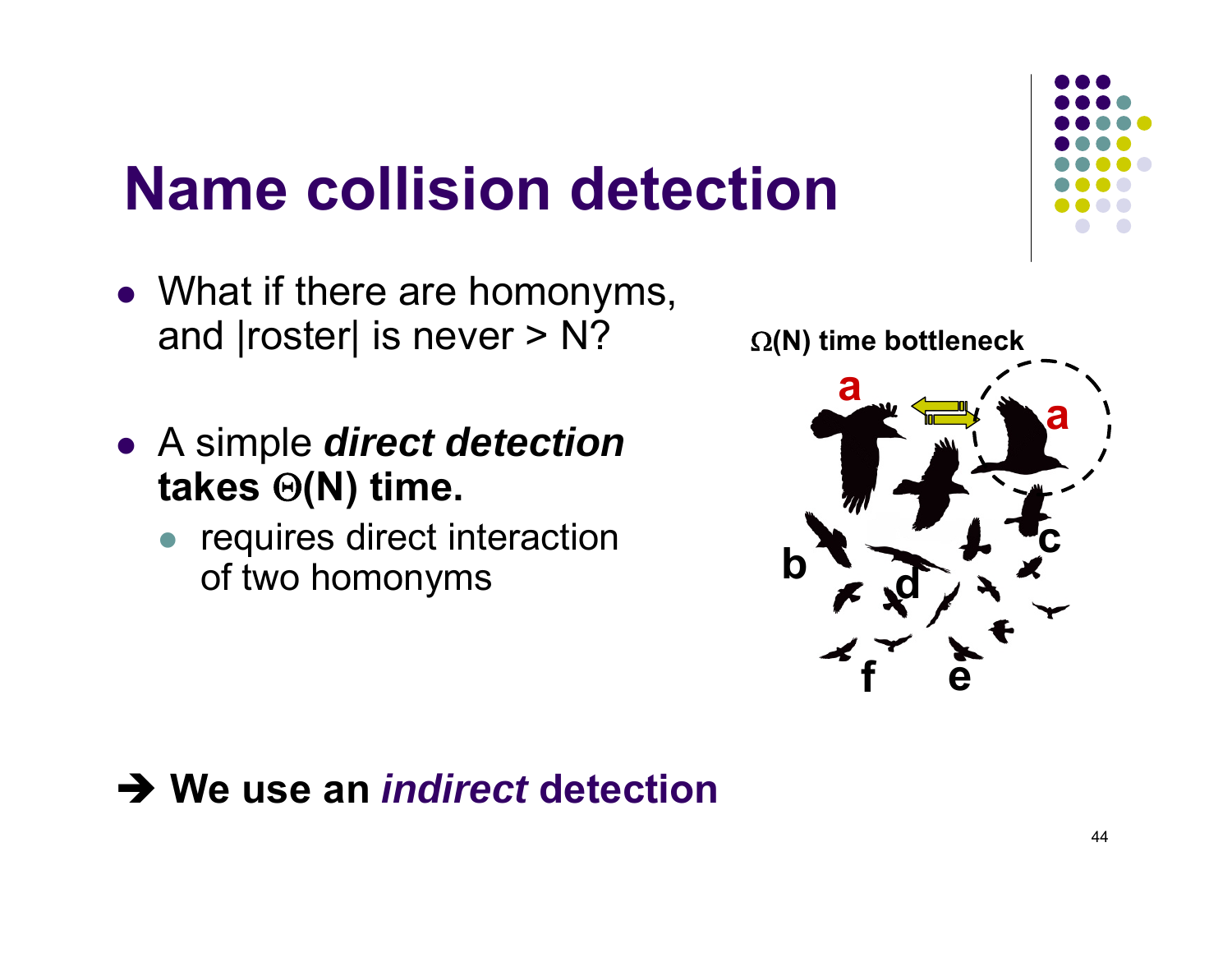# Name collision detection

- What if there are homonyms, and |roster| is never > N?
- A simple ***direct detection*** **takes $\Theta$(N) time.**
  - requires direct interaction of two homonyms

**$\Omega$(N) time bottleneck**

a a b c d f e

➔ **We use an *indirect* detection**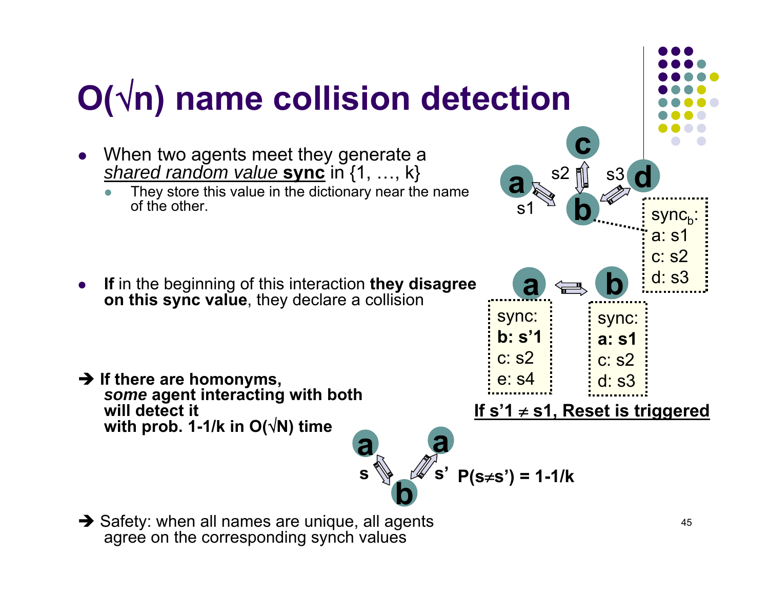# O(√n) name collision detection

- When two agents meet they generate a *shared random value* **sync** in {1, …, k}
  - They store this value in the dictionary near the name of the other.

- **If** in the beginning of this interaction **they disagree on this sync value**, they declare a collision

➔ **If there are homonyms, *some* agent interacting with both will detect it with prob. 1-1/k in O(√N) time**

➔ Safety: when all names are unique, all agents agree on the corresponding synch values

sync$_b$:
a: s1
c: s2
d: s3

sync:
**b: s'1**
c: s2
e: s4

sync:
**a: s1**
c: s2
d: s3

**If s'1 ≠ s1, Reset is triggered**

**P(s≠s') = 1-1/k**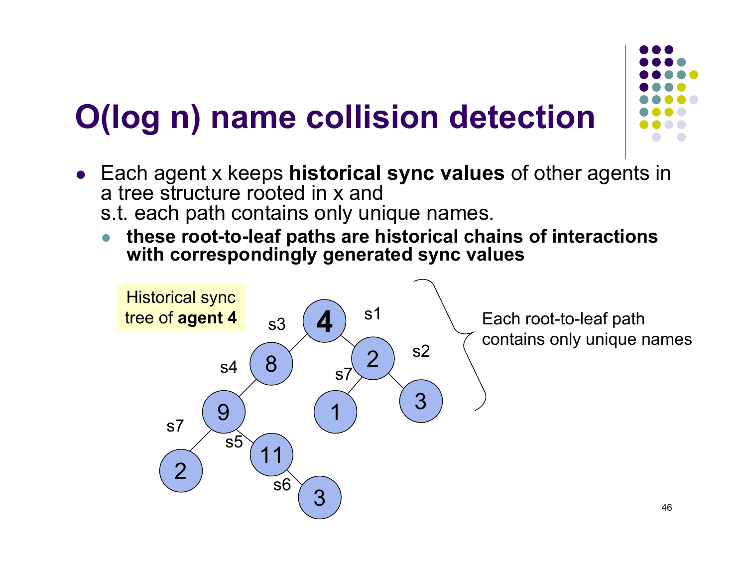# O(log n) name collision detection

- Each agent x keeps **historical sync values** of other agents in a tree structure rooted in x and s.t. each path contains only unique names.
  - **these root-to-leaf paths are historical chains of interactions with correspondingly generated sync values**

Historical sync tree of **agent 4**

Each root-to-leaf path contains only unique names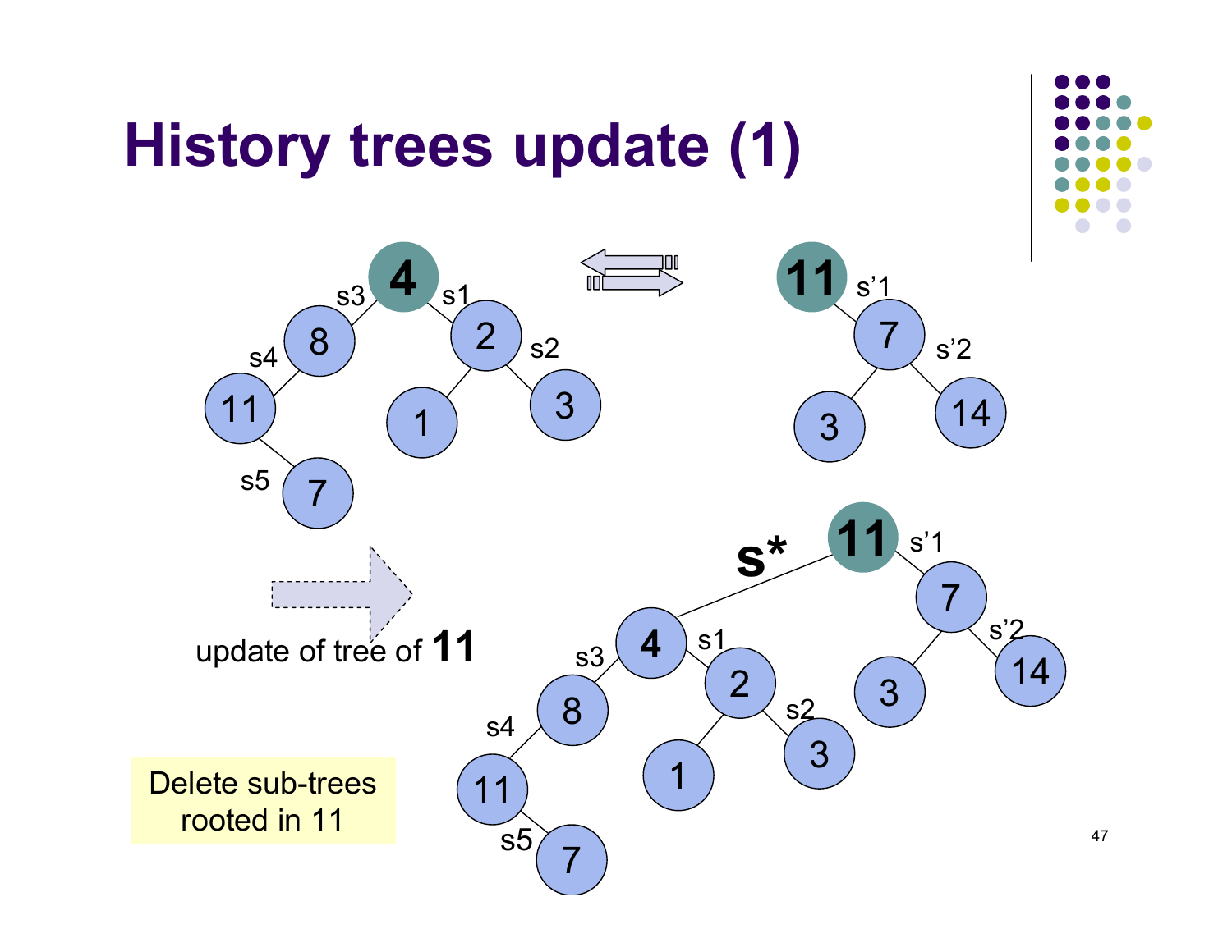# History trees update (1)

update of tree of **11**

Delete sub-trees rooted in 11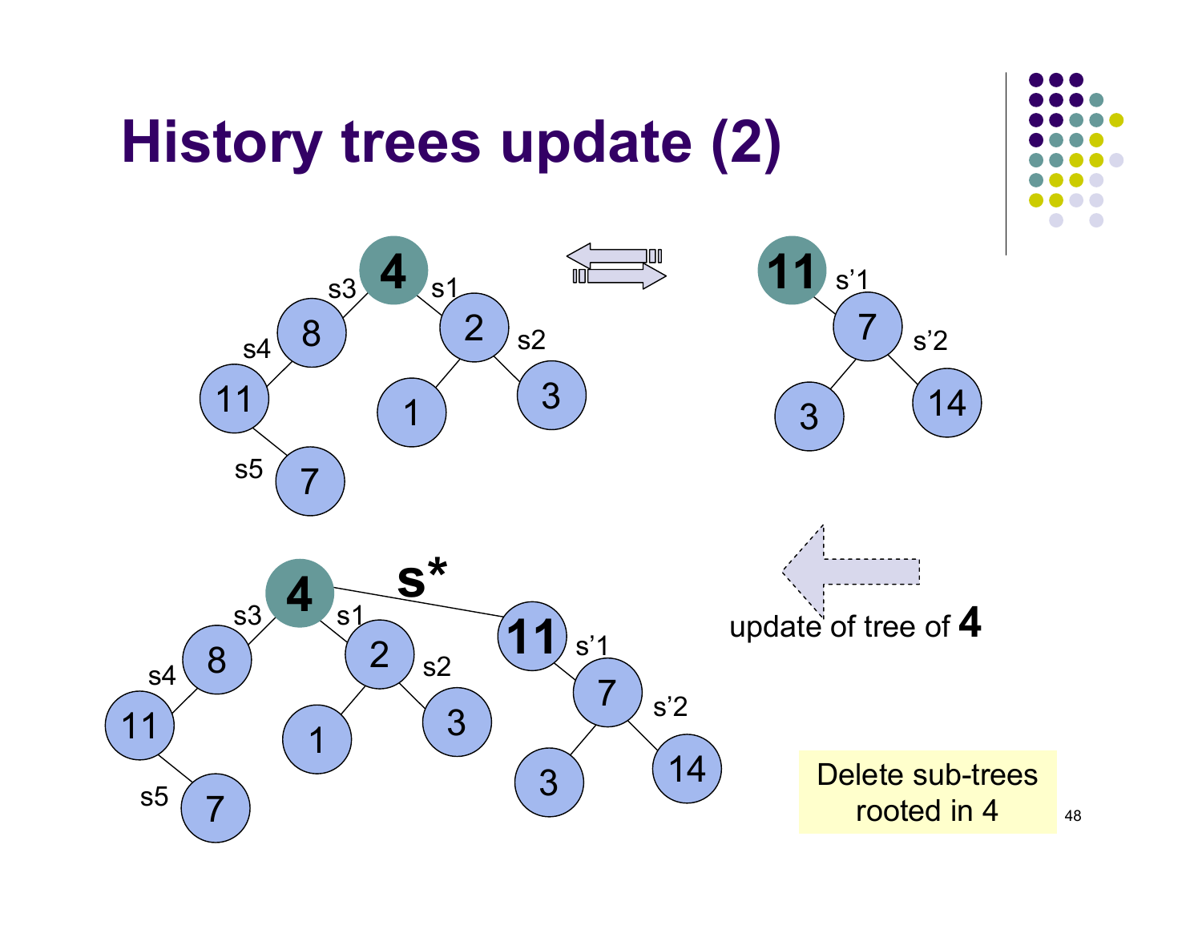# History trees update (2)

update of tree of **4**

Delete sub-trees rooted in 4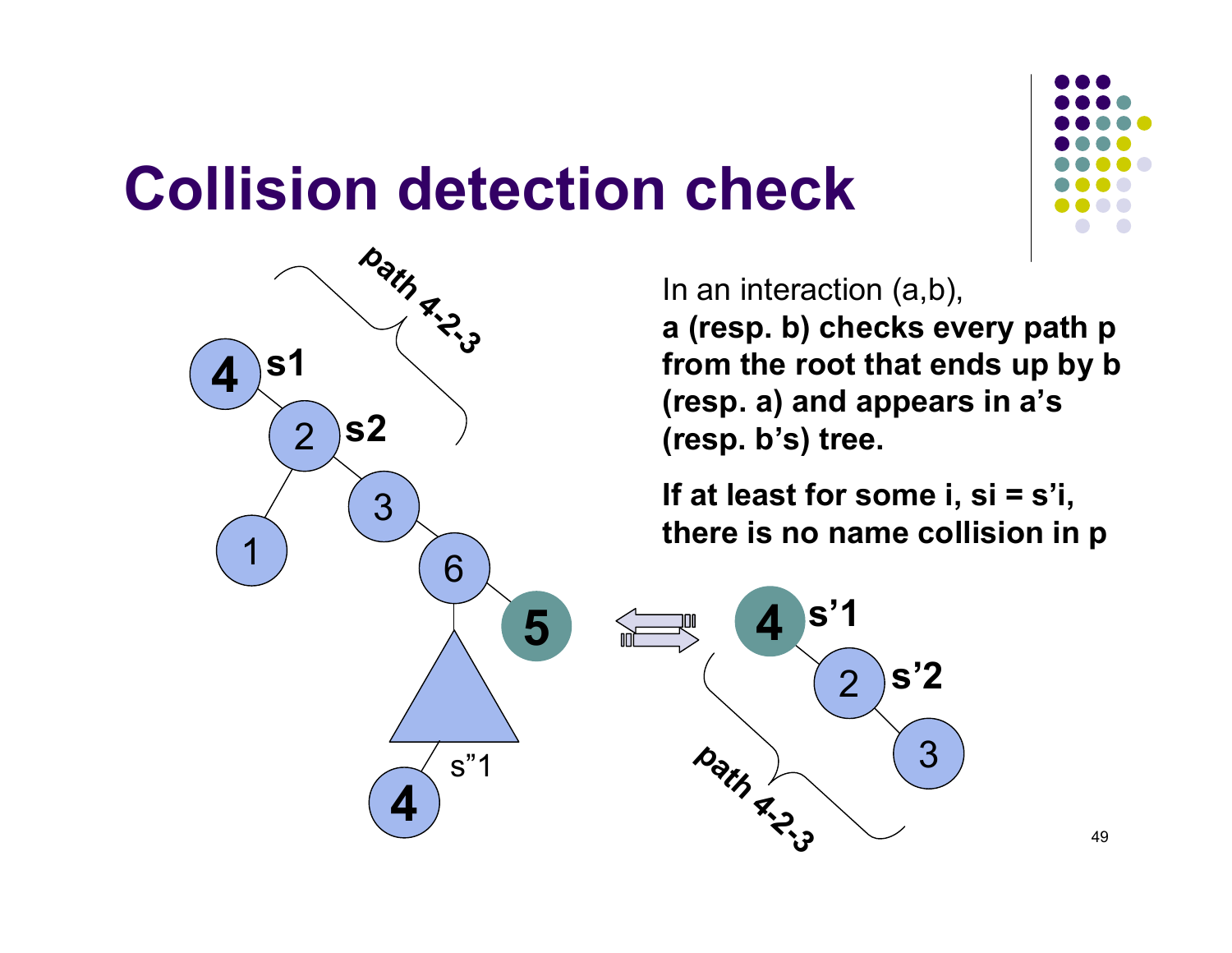# Collision detection check

In an interaction (a,b),
**a (resp. b) checks every path p from the root that ends up by b (resp. a) and appears in a's (resp. b's) tree.**

**If at least for some i, si = s'i, there is no name collision in p**

path 4-2-3

s1

s2

s"1

s'1

s'2

path 4-2-3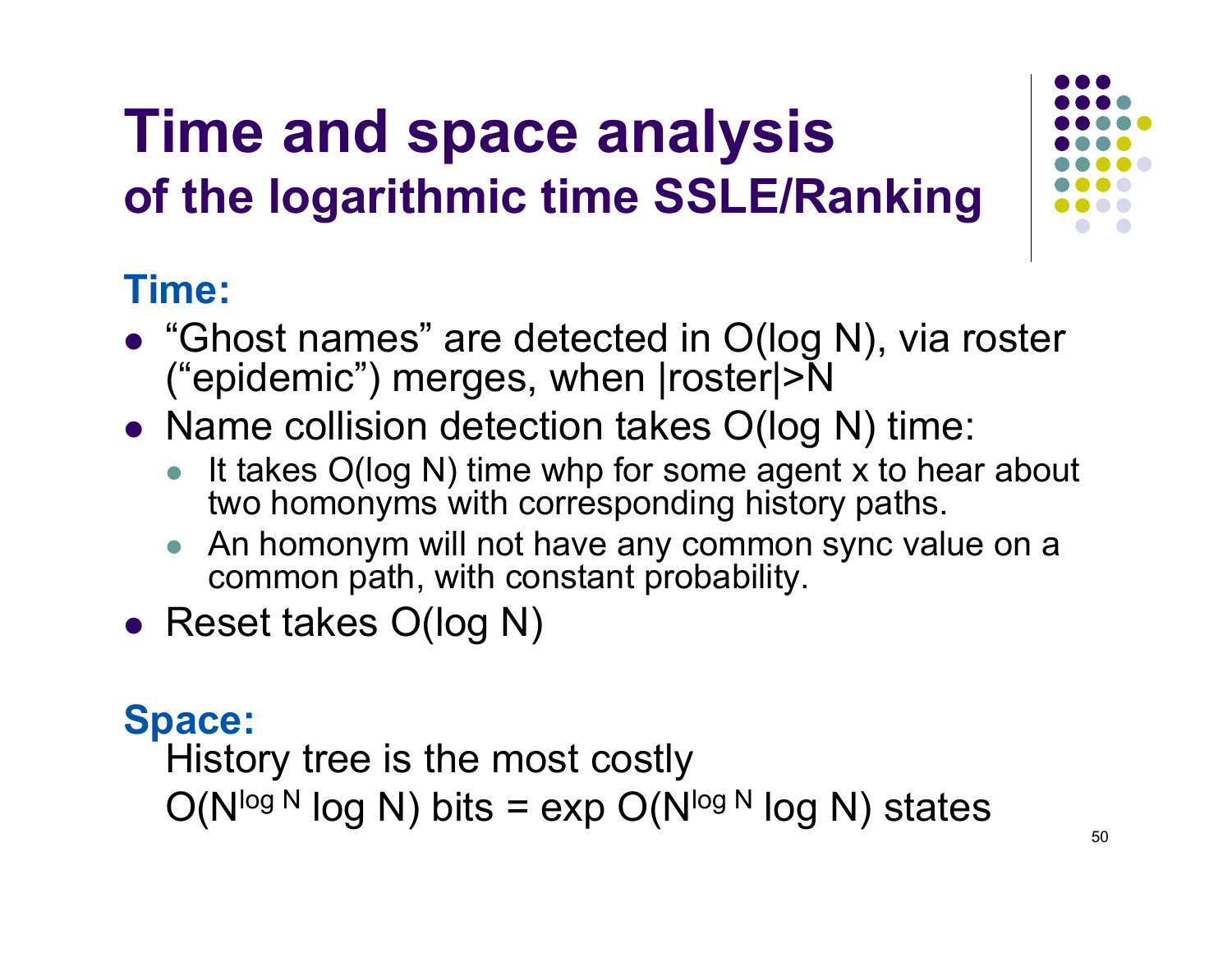# Time and space analysis
## of the logarithmic time SSLE/Ranking

### Time:

- "Ghost names" are detected in O(log N), via roster ("epidemic") merges, when |roster|>N
- Name collision detection takes O(log N) time:
  - It takes O(log N) time whp for some agent x to hear about two homonyms with corresponding history paths.
  - An homonym will not have any common sync value on a common path, with constant probability.
- Reset takes O(log N)

### Space:

History tree is the most costly

$O(N^{\log N} \log N)$ bits = exp $O(N^{\log N} \log N)$ states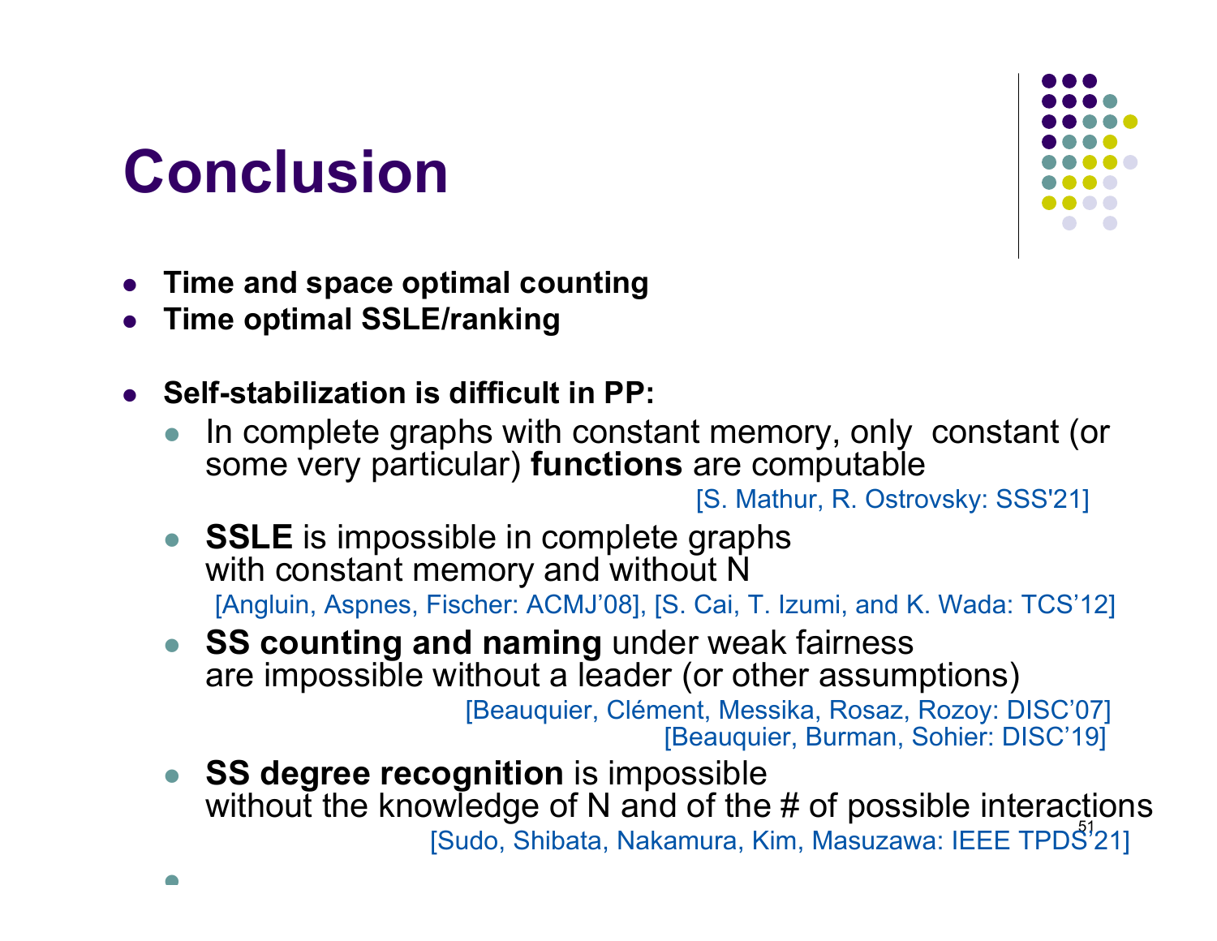# Conclusion

- **Time and space optimal counting**
- **Time optimal SSLE/ranking**

- **Self-stabilization is difficult in PP:**
  - In complete graphs with constant memory, only constant (or some very particular) **functions** are computable
    [S. Mathur, R. Ostrovsky: SSS'21]
  - **SSLE** is impossible in complete graphs with constant memory and without N
    [Angluin, Aspnes, Fischer: ACMJ'08], [S. Cai, T. Izumi, and K. Wada: TCS'12]
  - **SS counting and naming** under weak fairness are impossible without a leader (or other assumptions)
    [Beauquier, Clément, Messika, Rosaz, Rozoy: DISC'07]
    [Beauquier, Burman, Sohier: DISC'19]
  - **SS degree recognition** is impossible without the knowledge of N and of the # of possible interactions
    [Sudo, Shibata, Nakamura, Kim, Masuzawa: IEEE TPDS'21]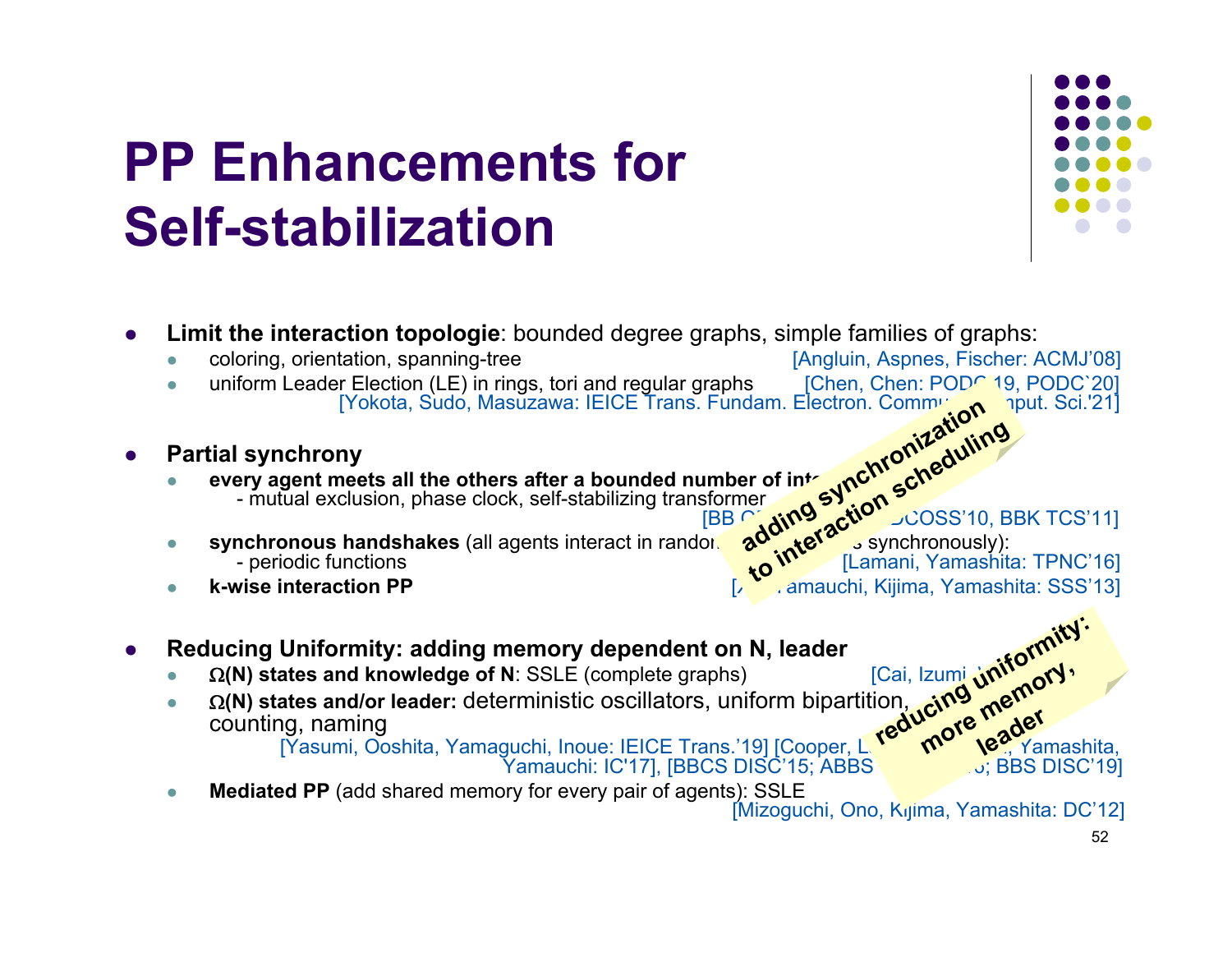# PP Enhancements for Self-stabilization

- **Limit the interaction topologie**: bounded degree graphs, simple families of graphs:
  - coloring, orientation, spanning-tree [Angluin, Aspnes, Fischer: ACMJ'08]
  - uniform Leader Election (LE) in rings, tori and regular graphs [Chen, Chen: PODC`19, PODC`20] [Yokota, Sudo, Masuzawa: IEICE Trans. Fundam. Electron. Commu... mput. Sci.'21]

- **Partial synchrony**
  - **every agent meets all the others after a bounded number of int...**
    - mutual exclusion, phase clock, self-stabilizing transformer
    [BB O... DCOSS'10, BBK TCS'11]
  - **synchronous handshakes** (all agents interact in rando... s synchronously):
    - periodic functions
    [Lamani, Yamashita: TPNC'16]
  - **k-wise interaction PP** [... amauchi, Kijima, Yamashita: SSS'13]

- **Reducing Uniformity: adding memory dependent on N, leader**
  - **Ω(N) states and knowledge of N**: SSLE (complete graphs) [Cai, Izumi...]
  - **Ω(N) states and/or leader:** deterministic oscillators, uniform bipartition, ... counting, naming
    [Yasumi, Ooshita, Yamaguchi, Inoue: IEICE Trans.'19] [Cooper, L... Yamashita, Yamauchi: IC'17], [BBCS DISC'15; ABBS ...; BBS DISC'19]
  - **Mediated PP** (add shared memory for every pair of agents): SSLE
    [Mizoguchi, Ono, Kijima, Yamashita: DC'12]

**adding synchronization to interaction scheduling**

**reducing uniformity: more memory, leader**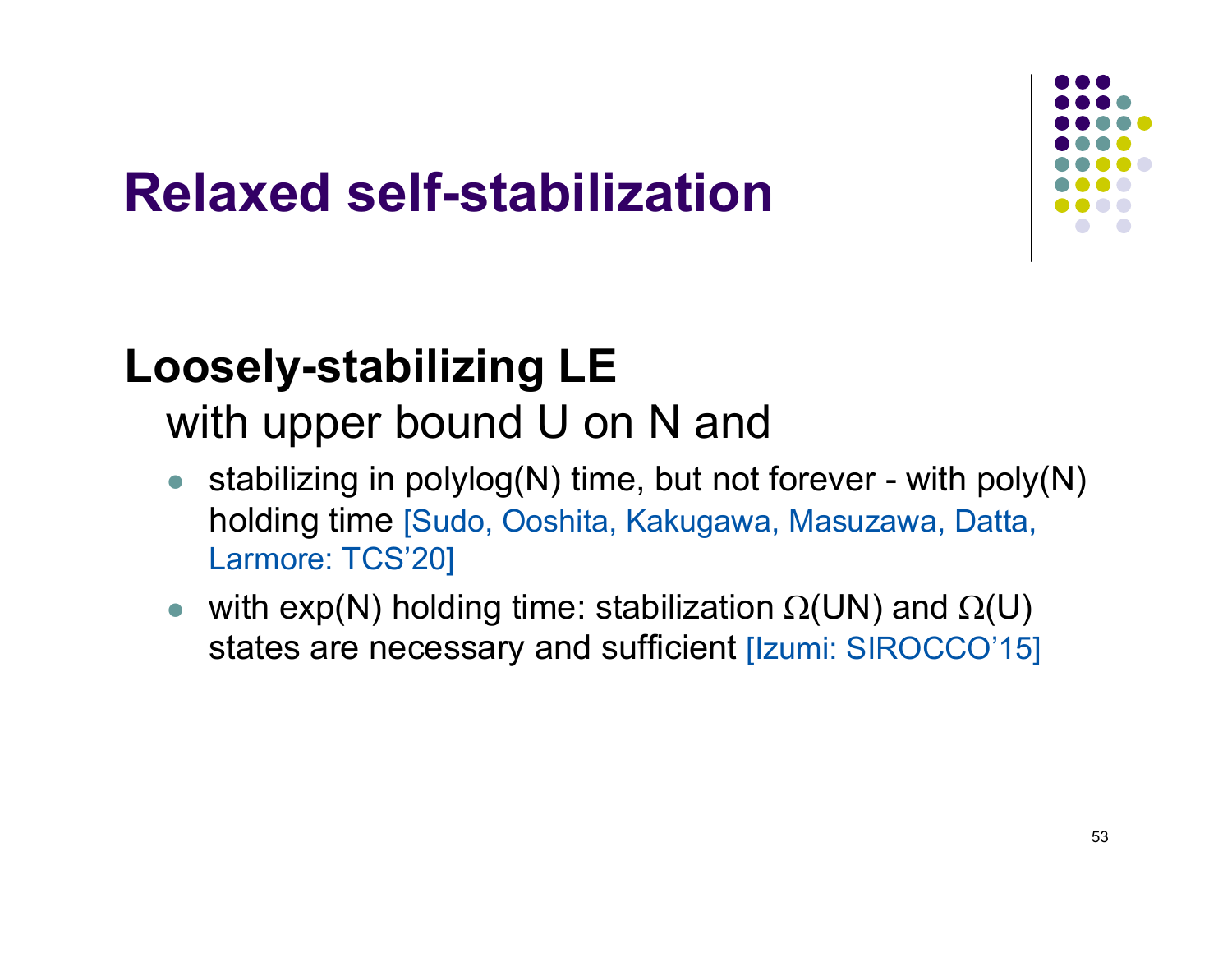# Relaxed self-stabilization

**Loosely-stabilizing LE**

with upper bound U on N and

- stabilizing in polylog(N) time, but not forever - with poly(N) holding time [Sudo, Ooshita, Kakugawa, Masuzawa, Datta, Larmore: TCS'20]
- with exp(N) holding time: stabilization $\Omega$(UN) and $\Omega$(U) states are necessary and sufficient [Izumi: SIROCCO'15]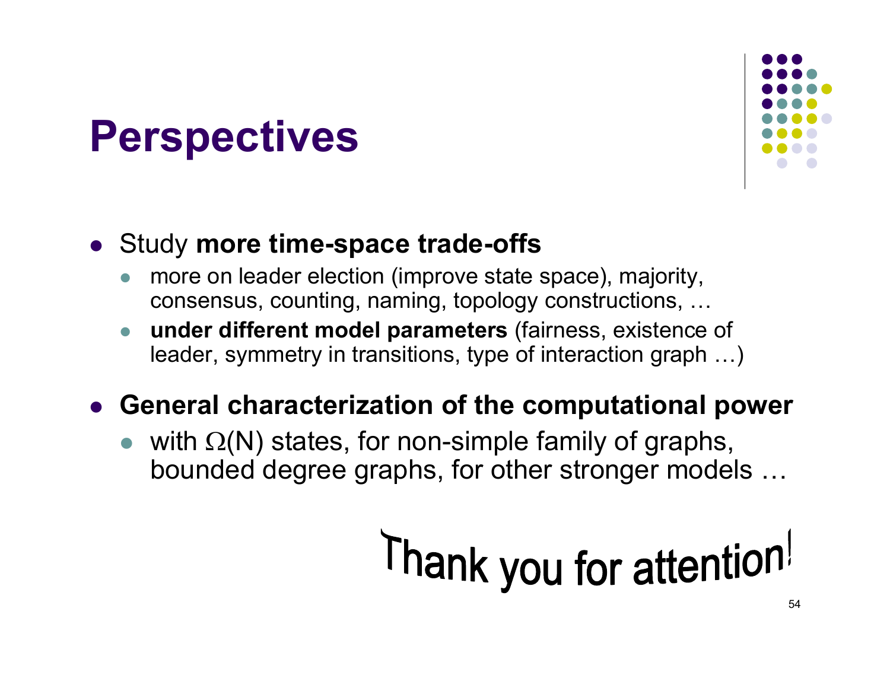# Perspectives

- Study **more time-space trade-offs**
  - more on leader election (improve state space), majority, consensus, counting, naming, topology constructions, …
  - **under different model parameters** (fairness, existence of leader, symmetry in transitions, type of interaction graph …)
- **General characterization of the computational power**
  - with $\Omega(N)$ states, for non-simple family of graphs, bounded degree graphs, for other stronger models …

Thank you for attention!